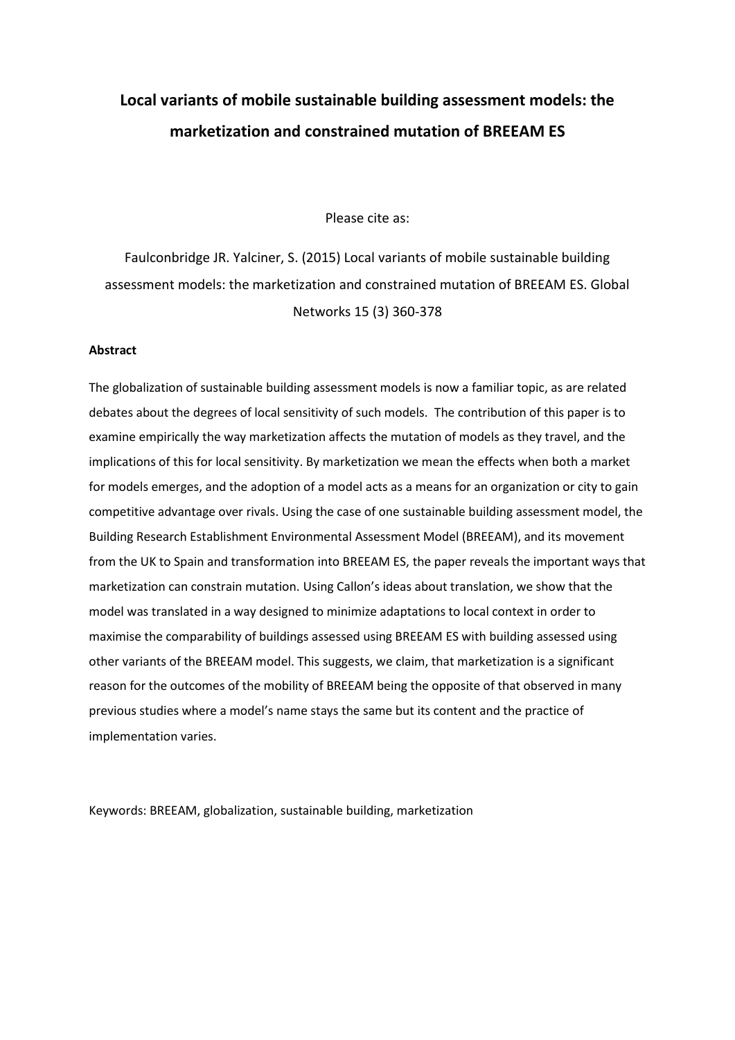# Local variants of mobile sustainable building assessment models: the marketization and constrained mutation of BREEAM ES

Please cite as:

Faulconbridge JR. Yalciner, S. (2015) Local variants of mobile sustainable building assessment models: the marketization and constrained mutation of BREEAM ES. Global Networks 15 (3) 360-378

**Abstract**

The globalization of sustainable building assessment models is now a familiar topic, as are related debates about the degrees of local sensitivity of such models. The contribution of this paper is to examine empirically the way marketization affects the mutation of models as they travel, and the implications of this for local sensitivity. By marketization we mean the effects when both a market for models emerges, and the adoption of a model acts as a means for an organization or city to gain competitive advantage over rivals. Using the case of one sustainable building assessment model, the Building Research Establishment Environmental Assessment Model (BREEAM), and its movement from the UK to Spain and transformation into BREEAM ES, the paper reveals the important ways that marketization can constrain mutation. Using Callon's ideas about translation, we show that the model was translated in a way designed to minimize adaptations to local context in order to maximise the comparability of buildings assessed using BREEAM ES with building assessed using other variants of the BREEAM model. This suggests, we claim, that marketization is a significant reason for the outcomes of the mobility of BREEAM being the opposite of that observed in many previous studies where a model's name stays the same but its content and the practice of implementation varies.

Keywords: BREEAM, globalization, sustainable building, marketization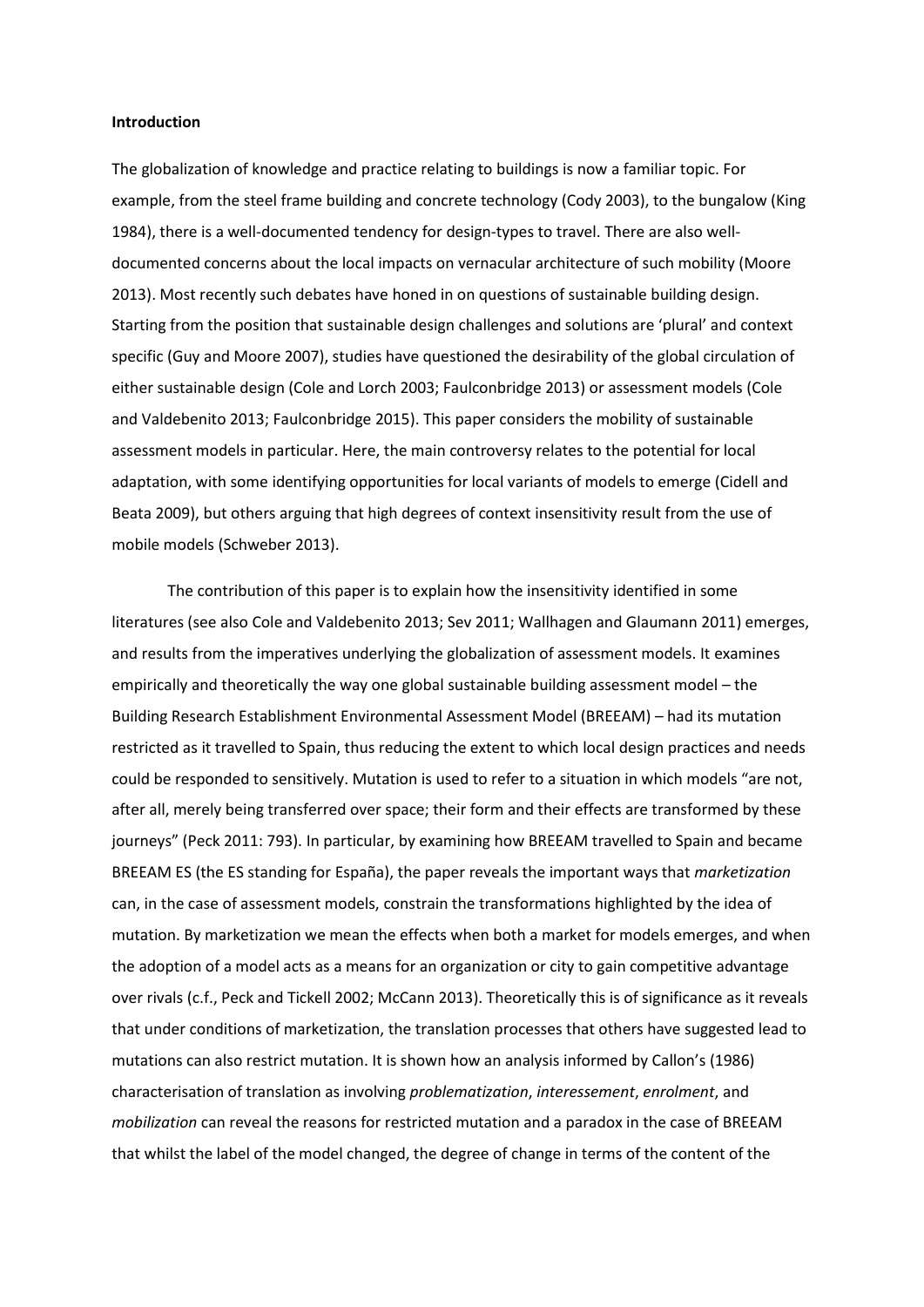**Introduction**

The globalization of knowledge and practice relating to buildings is now a familiar topic. For example, from the steel frame building and concrete technology (Cody 2003), to the bungalow (King 1984), there is a well-documented tendency for design-types to travel. There are also well-documented concerns about the local impacts on vernacular architecture of such mobility (Moore 2013). Most recently such debates have honed in on questions of sustainable building design. Starting from the position that sustainable design challenges and solutions are 'plural' and context specific (Guy and Moore 2007), studies have questioned the desirability of the global circulation of either sustainable design (Cole and Lorch 2003; Faulconbridge 2013) or assessment models (Cole and Valdebenito 2013; Faulconbridge 2015). This paper considers the mobility of sustainable assessment models in particular. Here, the main controversy relates to the potential for local adaptation, with some identifying opportunities for local variants of models to emerge (Cidell and Beata 2009), but others arguing that high degrees of context insensitivity result from the use of mobile models (Schweber 2013).

The contribution of this paper is to explain how the insensitivity identified in some literatures (see also Cole and Valdebenito 2013; Sev 2011; Wallhagen and Glaumann 2011) emerges, and results from the imperatives underlying the globalization of assessment models. It examines empirically and theoretically the way one global sustainable building assessment model – the Building Research Establishment Environmental Assessment Model (BREEAM) – had its mutation restricted as it travelled to Spain, thus reducing the extent to which local design practices and needs could be responded to sensitively. Mutation is used to refer to a situation in which models "are not, after all, merely being transferred over space; their form and their effects are transformed by these journeys" (Peck 2011: 793). In particular, by examining how BREEAM travelled to Spain and became BREEAM ES (the ES standing for España), the paper reveals the important ways that *marketization* can, in the case of assessment models, constrain the transformations highlighted by the idea of mutation. By marketization we mean the effects when both a market for models emerges, and when the adoption of a model acts as a means for an organization or city to gain competitive advantage over rivals (c.f., Peck and Tickell 2002; McCann 2013). Theoretically this is of significance as it reveals that under conditions of marketization, the translation processes that others have suggested lead to mutations can also restrict mutation. It is shown how an analysis informed by Callon's (1986) characterisation of translation as involving *problematization*, *interessement*, *enrolment*, and *mobilization* can reveal the reasons for restricted mutation and a paradox in the case of BREEAM that whilst the label of the model changed, the degree of change in terms of the content of the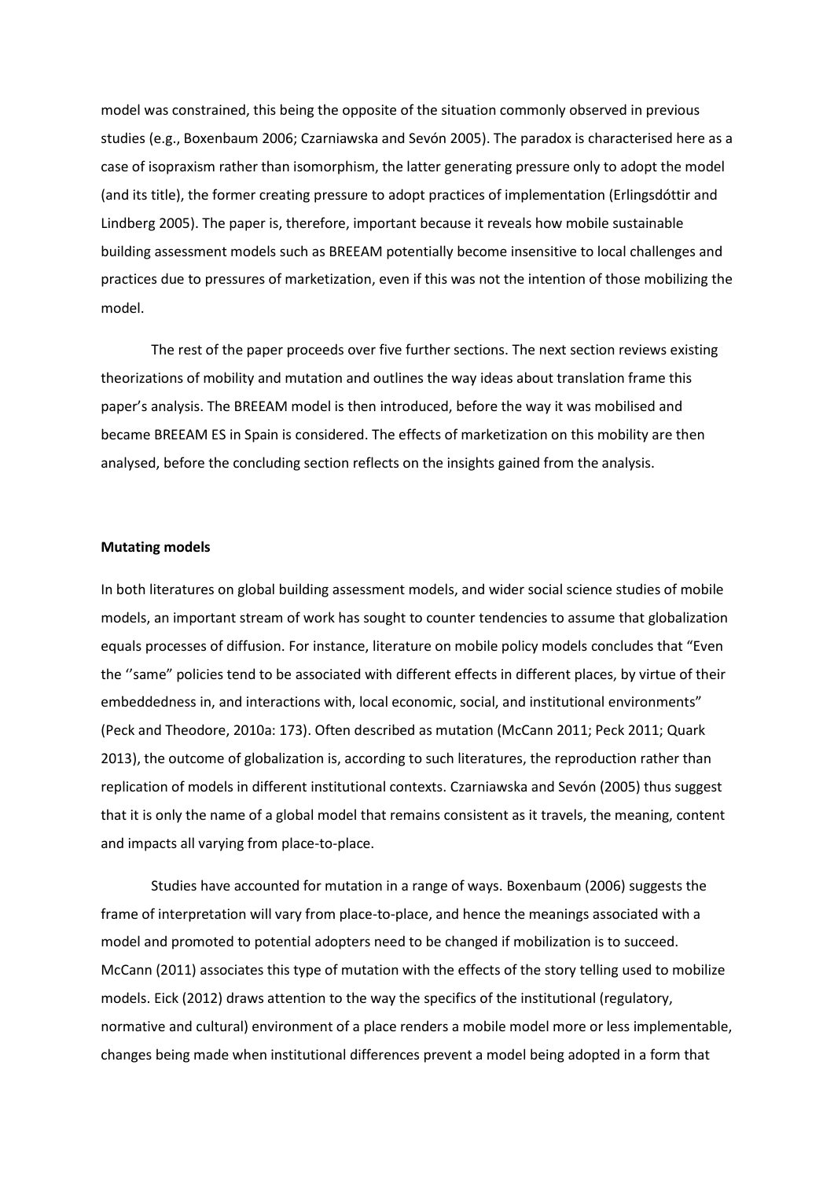model was constrained, this being the opposite of the situation commonly observed in previous studies (e.g., Boxenbaum 2006; Czarniawska and Sevón 2005). The paradox is characterised here as a case of isopraxism rather than isomorphism, the latter generating pressure only to adopt the model (and its title), the former creating pressure to adopt practices of implementation (Erlingsdóttir and Lindberg 2005). The paper is, therefore, important because it reveals how mobile sustainable building assessment models such as BREEAM potentially become insensitive to local challenges and practices due to pressures of marketization, even if this was not the intention of those mobilizing the model.

The rest of the paper proceeds over five further sections. The next section reviews existing theorizations of mobility and mutation and outlines the way ideas about translation frame this paper's analysis. The BREEAM model is then introduced, before the way it was mobilised and became BREEAM ES in Spain is considered. The effects of marketization on this mobility are then analysed, before the concluding section reflects on the insights gained from the analysis.

**Mutating models**

In both literatures on global building assessment models, and wider social science studies of mobile models, an important stream of work has sought to counter tendencies to assume that globalization equals processes of diffusion. For instance, literature on mobile policy models concludes that "Even the ''same" policies tend to be associated with different effects in different places, by virtue of their embeddedness in, and interactions with, local economic, social, and institutional environments" (Peck and Theodore, 2010a: 173). Often described as mutation (McCann 2011; Peck 2011; Quark 2013), the outcome of globalization is, according to such literatures, the reproduction rather than replication of models in different institutional contexts. Czarniawska and Sevón (2005) thus suggest that it is only the name of a global model that remains consistent as it travels, the meaning, content and impacts all varying from place-to-place.

Studies have accounted for mutation in a range of ways. Boxenbaum (2006) suggests the frame of interpretation will vary from place-to-place, and hence the meanings associated with a model and promoted to potential adopters need to be changed if mobilization is to succeed. McCann (2011) associates this type of mutation with the effects of the story telling used to mobilize models. Eick (2012) draws attention to the way the specifics of the institutional (regulatory, normative and cultural) environment of a place renders a mobile model more or less implementable, changes being made when institutional differences prevent a model being adopted in a form that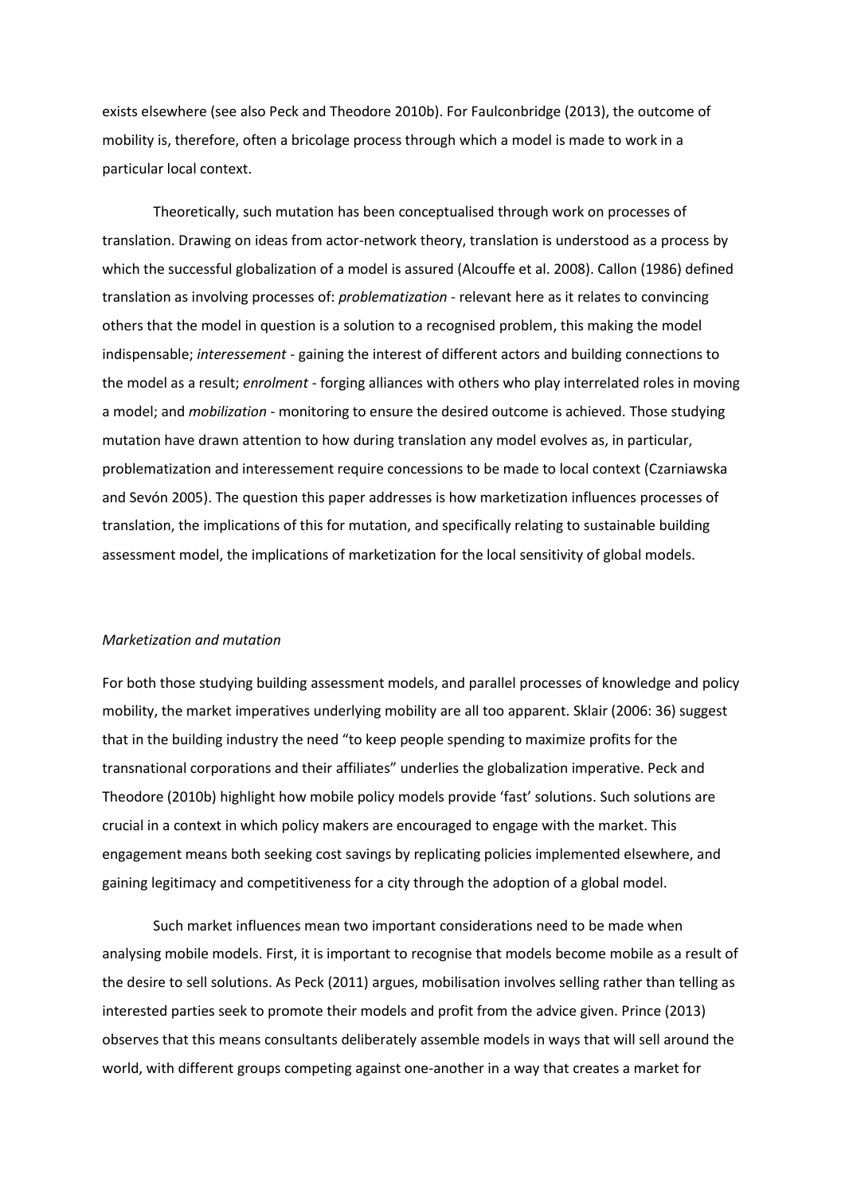exists elsewhere (see also Peck and Theodore 2010b). For Faulconbridge (2013), the outcome of mobility is, therefore, often a bricolage process through which a model is made to work in a particular local context.

Theoretically, such mutation has been conceptualised through work on processes of translation. Drawing on ideas from actor-network theory, translation is understood as a process by which the successful globalization of a model is assured (Alcouffe et al. 2008). Callon (1986) defined translation as involving processes of: *problematization* - relevant here as it relates to convincing others that the model in question is a solution to a recognised problem, this making the model indispensable; *interessement* - gaining the interest of different actors and building connections to the model as a result; *enrolment* - forging alliances with others who play interrelated roles in moving a model; and *mobilization* - monitoring to ensure the desired outcome is achieved. Those studying mutation have drawn attention to how during translation any model evolves as, in particular, problematization and interessement require concessions to be made to local context (Czarniawska and Sevón 2005). The question this paper addresses is how marketization influences processes of translation, the implications of this for mutation, and specifically relating to sustainable building assessment model, the implications of marketization for the local sensitivity of global models.

### *Marketization and mutation*

For both those studying building assessment models, and parallel processes of knowledge and policy mobility, the market imperatives underlying mobility are all too apparent. Sklair (2006: 36) suggest that in the building industry the need "to keep people spending to maximize profits for the transnational corporations and their affiliates" underlies the globalization imperative. Peck and Theodore (2010b) highlight how mobile policy models provide 'fast' solutions. Such solutions are crucial in a context in which policy makers are encouraged to engage with the market. This engagement means both seeking cost savings by replicating policies implemented elsewhere, and gaining legitimacy and competitiveness for a city through the adoption of a global model.

Such market influences mean two important considerations need to be made when analysing mobile models. First, it is important to recognise that models become mobile as a result of the desire to sell solutions. As Peck (2011) argues, mobilisation involves selling rather than telling as interested parties seek to promote their models and profit from the advice given. Prince (2013) observes that this means consultants deliberately assemble models in ways that will sell around the world, with different groups competing against one-another in a way that creates a market for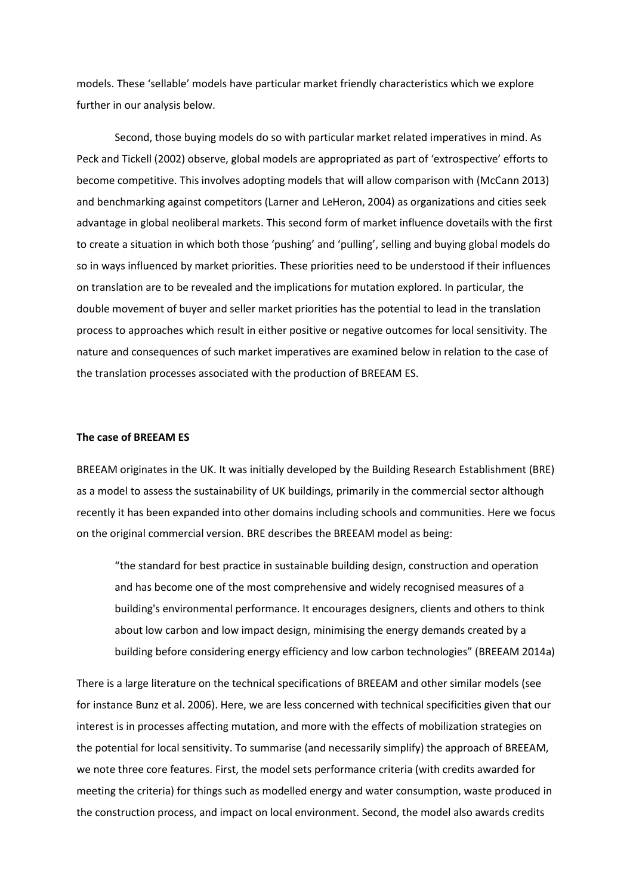models. These ‘sellable’ models have particular market friendly characteristics which we explore further in our analysis below.

Second, those buying models do so with particular market related imperatives in mind. As Peck and Tickell (2002) observe, global models are appropriated as part of ‘extrospective’ efforts to become competitive. This involves adopting models that will allow comparison with (McCann 2013) and benchmarking against competitors (Larner and LeHeron, 2004) as organizations and cities seek advantage in global neoliberal markets. This second form of market influence dovetails with the first to create a situation in which both those ‘pushing’ and ‘pulling’, selling and buying global models do so in ways influenced by market priorities. These priorities need to be understood if their influences on translation are to be revealed and the implications for mutation explored. In particular, the double movement of buyer and seller market priorities has the potential to lead in the translation process to approaches which result in either positive or negative outcomes for local sensitivity. The nature and consequences of such market imperatives are examined below in relation to the case of the translation processes associated with the production of BREEAM ES.

**The case of BREEAM ES**

BREEAM originates in the UK. It was initially developed by the Building Research Establishment (BRE) as a model to assess the sustainability of UK buildings, primarily in the commercial sector although recently it has been expanded into other domains including schools and communities. Here we focus on the original commercial version. BRE describes the BREEAM model as being:

> “the standard for best practice in sustainable building design, construction and operation and has become one of the most comprehensive and widely recognised measures of a building's environmental performance. It encourages designers, clients and others to think about low carbon and low impact design, minimising the energy demands created by a building before considering energy efficiency and low carbon technologies” (BREEAM 2014a)

There is a large literature on the technical specifications of BREEAM and other similar models (see for instance Bunz et al. 2006). Here, we are less concerned with technical specificities given that our interest is in processes affecting mutation, and more with the effects of mobilization strategies on the potential for local sensitivity. To summarise (and necessarily simplify) the approach of BREEAM, we note three core features. First, the model sets performance criteria (with credits awarded for meeting the criteria) for things such as modelled energy and water consumption, waste produced in the construction process, and impact on local environment. Second, the model also awards credits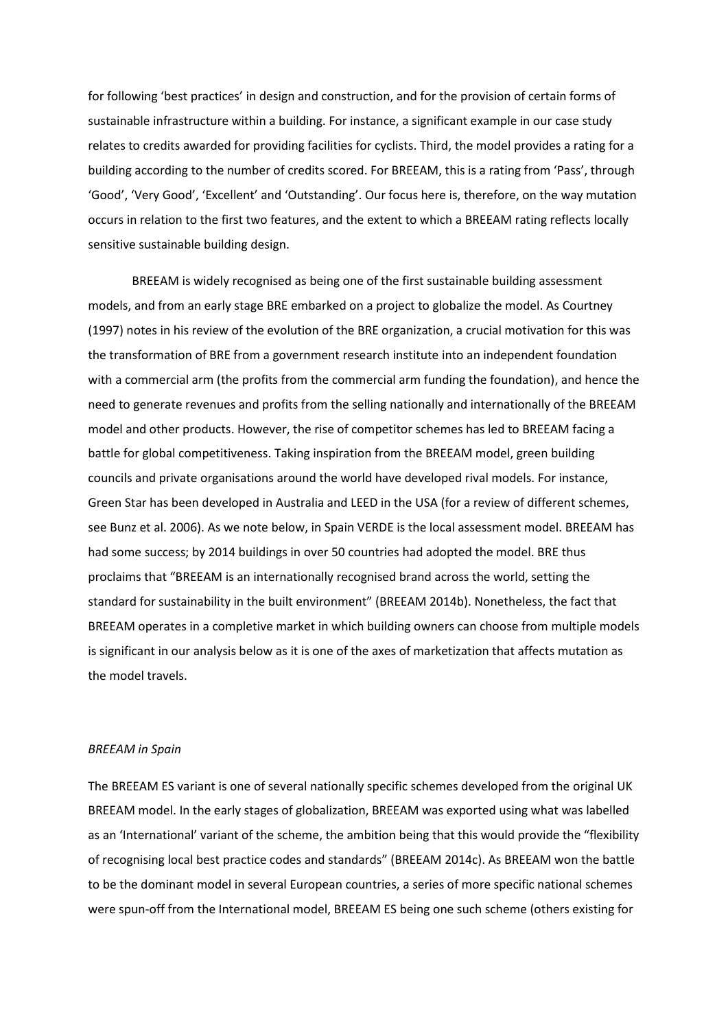for following 'best practices' in design and construction, and for the provision of certain forms of sustainable infrastructure within a building. For instance, a significant example in our case study relates to credits awarded for providing facilities for cyclists. Third, the model provides a rating for a building according to the number of credits scored. For BREEAM, this is a rating from 'Pass', through 'Good', 'Very Good', 'Excellent' and 'Outstanding'. Our focus here is, therefore, on the way mutation occurs in relation to the first two features, and the extent to which a BREEAM rating reflects locally sensitive sustainable building design.

BREEAM is widely recognised as being one of the first sustainable building assessment models, and from an early stage BRE embarked on a project to globalize the model. As Courtney (1997) notes in his review of the evolution of the BRE organization, a crucial motivation for this was the transformation of BRE from a government research institute into an independent foundation with a commercial arm (the profits from the commercial arm funding the foundation), and hence the need to generate revenues and profits from the selling nationally and internationally of the BREEAM model and other products. However, the rise of competitor schemes has led to BREEAM facing a battle for global competitiveness. Taking inspiration from the BREEAM model, green building councils and private organisations around the world have developed rival models. For instance, Green Star has been developed in Australia and LEED in the USA (for a review of different schemes, see Bunz et al. 2006). As we note below, in Spain VERDE is the local assessment model. BREEAM has had some success; by 2014 buildings in over 50 countries had adopted the model. BRE thus proclaims that "BREEAM is an internationally recognised brand across the world, setting the standard for sustainability in the built environment" (BREEAM 2014b). Nonetheless, the fact that BREEAM operates in a completive market in which building owners can choose from multiple models is significant in our analysis below as it is one of the axes of marketization that affects mutation as the model travels.

*BREEAM in Spain*

The BREEAM ES variant is one of several nationally specific schemes developed from the original UK BREEAM model. In the early stages of globalization, BREEAM was exported using what was labelled as an 'International' variant of the scheme, the ambition being that this would provide the "flexibility of recognising local best practice codes and standards" (BREEAM 2014c). As BREEAM won the battle to be the dominant model in several European countries, a series of more specific national schemes were spun-off from the International model, BREEAM ES being one such scheme (others existing for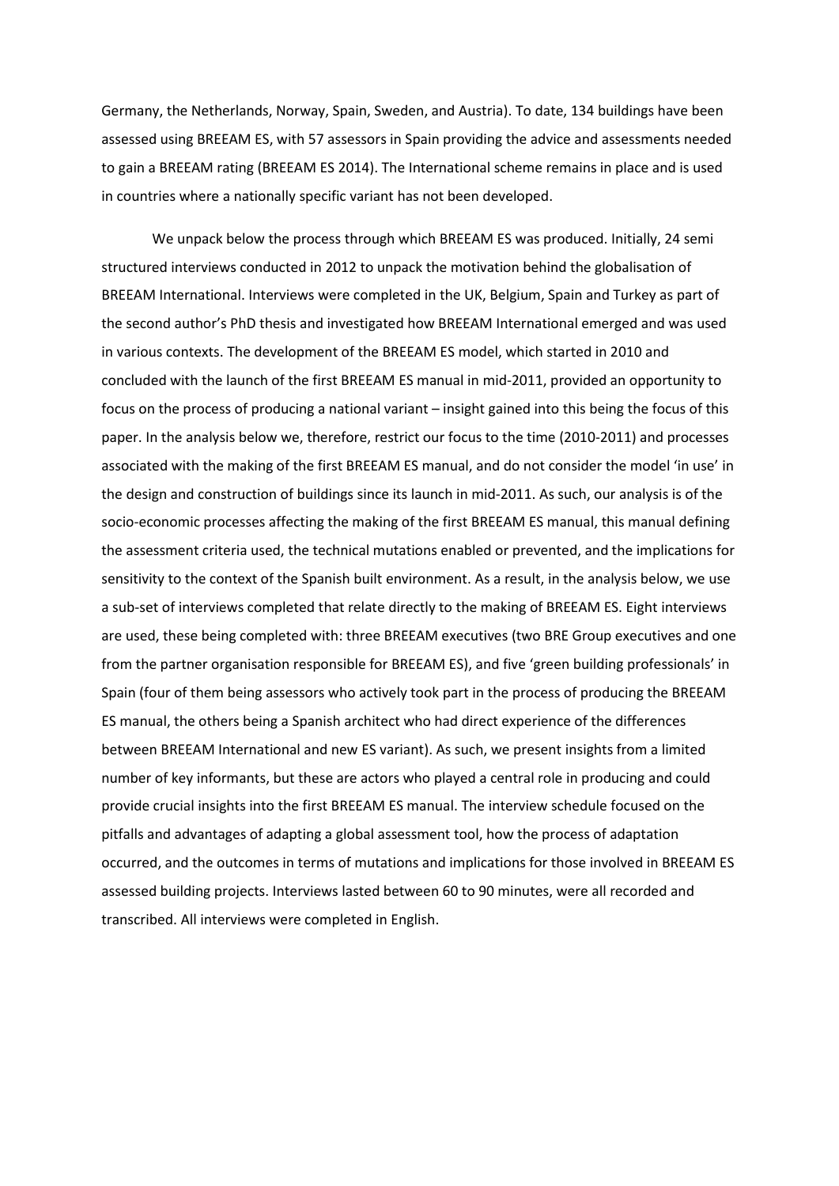Germany, the Netherlands, Norway, Spain, Sweden, and Austria). To date, 134 buildings have been assessed using BREEAM ES, with 57 assessors in Spain providing the advice and assessments needed to gain a BREEAM rating (BREEAM ES 2014). The International scheme remains in place and is used in countries where a nationally specific variant has not been developed.

We unpack below the process through which BREEAM ES was produced. Initially, 24 semi structured interviews conducted in 2012 to unpack the motivation behind the globalisation of BREEAM International. Interviews were completed in the UK, Belgium, Spain and Turkey as part of the second author's PhD thesis and investigated how BREEAM International emerged and was used in various contexts. The development of the BREEAM ES model, which started in 2010 and concluded with the launch of the first BREEAM ES manual in mid-2011, provided an opportunity to focus on the process of producing a national variant – insight gained into this being the focus of this paper. In the analysis below we, therefore, restrict our focus to the time (2010-2011) and processes associated with the making of the first BREEAM ES manual, and do not consider the model 'in use' in the design and construction of buildings since its launch in mid-2011. As such, our analysis is of the socio-economic processes affecting the making of the first BREEAM ES manual, this manual defining the assessment criteria used, the technical mutations enabled or prevented, and the implications for sensitivity to the context of the Spanish built environment. As a result, in the analysis below, we use a sub-set of interviews completed that relate directly to the making of BREEAM ES. Eight interviews are used, these being completed with: three BREEAM executives (two BRE Group executives and one from the partner organisation responsible for BREEAM ES), and five 'green building professionals' in Spain (four of them being assessors who actively took part in the process of producing the BREEAM ES manual, the others being a Spanish architect who had direct experience of the differences between BREEAM International and new ES variant). As such, we present insights from a limited number of key informants, but these are actors who played a central role in producing and could provide crucial insights into the first BREEAM ES manual. The interview schedule focused on the pitfalls and advantages of adapting a global assessment tool, how the process of adaptation occurred, and the outcomes in terms of mutations and implications for those involved in BREEAM ES assessed building projects. Interviews lasted between 60 to 90 minutes, were all recorded and transcribed. All interviews were completed in English.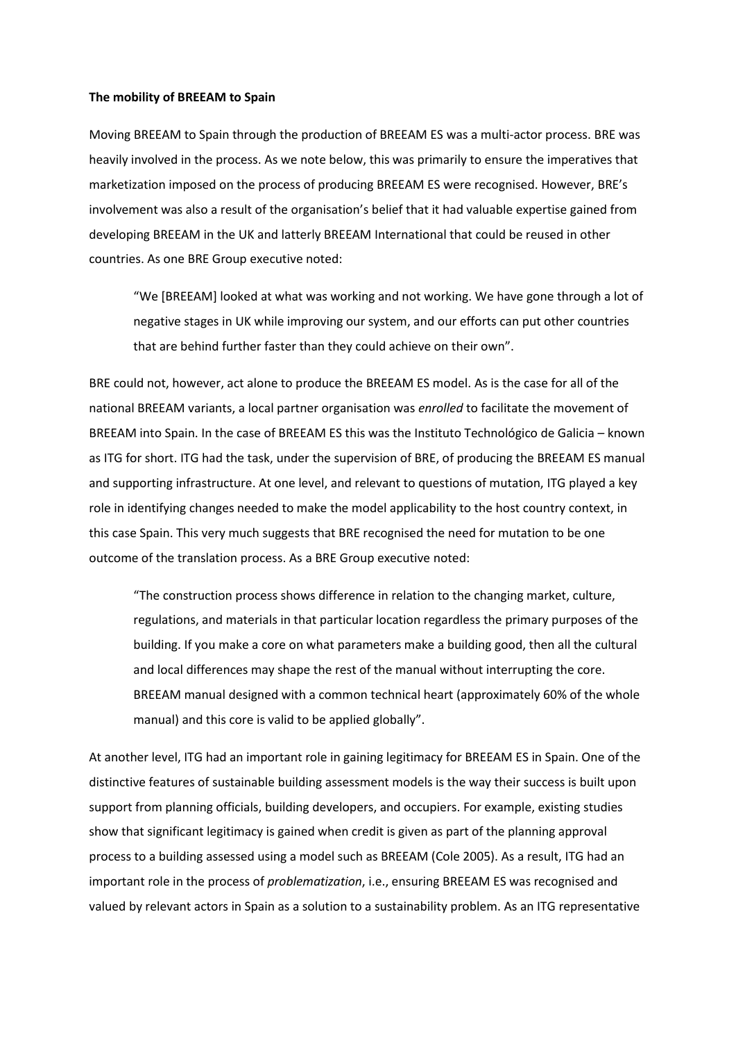**The mobility of BREEAM to Spain**

Moving BREEAM to Spain through the production of BREEAM ES was a multi-actor process. BRE was heavily involved in the process. As we note below, this was primarily to ensure the imperatives that marketization imposed on the process of producing BREEAM ES were recognised. However, BRE's involvement was also a result of the organisation's belief that it had valuable expertise gained from developing BREEAM in the UK and latterly BREEAM International that could be reused in other countries. As one BRE Group executive noted:

> "We [BREEAM] looked at what was working and not working. We have gone through a lot of negative stages in UK while improving our system, and our efforts can put other countries that are behind further faster than they could achieve on their own".

BRE could not, however, act alone to produce the BREEAM ES model. As is the case for all of the national BREEAM variants, a local partner organisation was *enrolled* to facilitate the movement of BREEAM into Spain. In the case of BREEAM ES this was the Instituto Technológico de Galicia – known as ITG for short. ITG had the task, under the supervision of BRE, of producing the BREEAM ES manual and supporting infrastructure. At one level, and relevant to questions of mutation, ITG played a key role in identifying changes needed to make the model applicability to the host country context, in this case Spain. This very much suggests that BRE recognised the need for mutation to be one outcome of the translation process. As a BRE Group executive noted:

> "The construction process shows difference in relation to the changing market, culture, regulations, and materials in that particular location regardless the primary purposes of the building. If you make a core on what parameters make a building good, then all the cultural and local differences may shape the rest of the manual without interrupting the core. BREEAM manual designed with a common technical heart (approximately 60% of the whole manual) and this core is valid to be applied globally".

At another level, ITG had an important role in gaining legitimacy for BREEAM ES in Spain. One of the distinctive features of sustainable building assessment models is the way their success is built upon support from planning officials, building developers, and occupiers. For example, existing studies show that significant legitimacy is gained when credit is given as part of the planning approval process to a building assessed using a model such as BREEAM (Cole 2005). As a result, ITG had an important role in the process of *problematization*, i.e., ensuring BREEAM ES was recognised and valued by relevant actors in Spain as a solution to a sustainability problem. As an ITG representative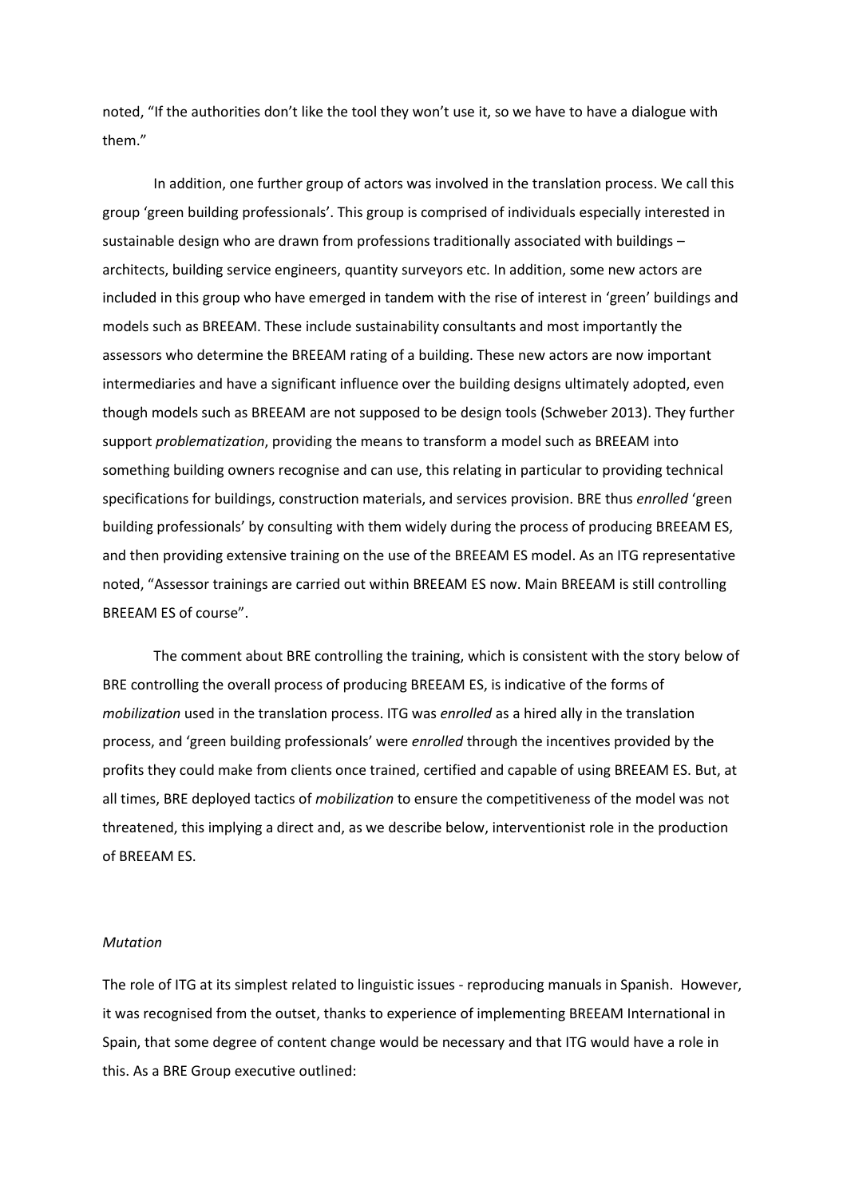noted, "If the authorities don't like the tool they won't use it, so we have to have a dialogue with them."

In addition, one further group of actors was involved in the translation process. We call this group 'green building professionals'. This group is comprised of individuals especially interested in sustainable design who are drawn from professions traditionally associated with buildings – architects, building service engineers, quantity surveyors etc. In addition, some new actors are included in this group who have emerged in tandem with the rise of interest in 'green' buildings and models such as BREEAM. These include sustainability consultants and most importantly the assessors who determine the BREEAM rating of a building. These new actors are now important intermediaries and have a significant influence over the building designs ultimately adopted, even though models such as BREEAM are not supposed to be design tools (Schweber 2013). They further support *problematization*, providing the means to transform a model such as BREEAM into something building owners recognise and can use, this relating in particular to providing technical specifications for buildings, construction materials, and services provision. BRE thus *enrolled* 'green building professionals' by consulting with them widely during the process of producing BREEAM ES, and then providing extensive training on the use of the BREEAM ES model. As an ITG representative noted, "Assessor trainings are carried out within BREEAM ES now. Main BREEAM is still controlling BREEAM ES of course".

The comment about BRE controlling the training, which is consistent with the story below of BRE controlling the overall process of producing BREEAM ES, is indicative of the forms of *mobilization* used in the translation process. ITG was *enrolled* as a hired ally in the translation process, and 'green building professionals' were *enrolled* through the incentives provided by the profits they could make from clients once trained, certified and capable of using BREEAM ES. But, at all times, BRE deployed tactics of *mobilization* to ensure the competitiveness of the model was not threatened, this implying a direct and, as we describe below, interventionist role in the production of BREEAM ES.

*Mutation*

The role of ITG at its simplest related to linguistic issues - reproducing manuals in Spanish. However, it was recognised from the outset, thanks to experience of implementing BREEAM International in Spain, that some degree of content change would be necessary and that ITG would have a role in this. As a BRE Group executive outlined: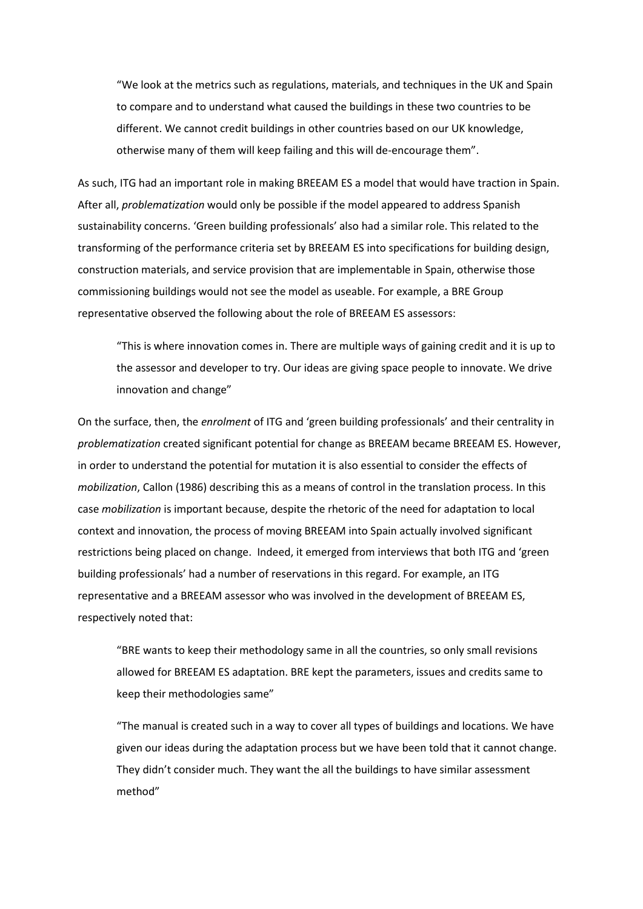> "We look at the metrics such as regulations, materials, and techniques in the UK and Spain to compare and to understand what caused the buildings in these two countries to be different. We cannot credit buildings in other countries based on our UK knowledge, otherwise many of them will keep failing and this will de-encourage them".

As such, ITG had an important role in making BREEAM ES a model that would have traction in Spain. After all, *problematization* would only be possible if the model appeared to address Spanish sustainability concerns. 'Green building professionals' also had a similar role. This related to the transforming of the performance criteria set by BREEAM ES into specifications for building design, construction materials, and service provision that are implementable in Spain, otherwise those commissioning buildings would not see the model as useable. For example, a BRE Group representative observed the following about the role of BREEAM ES assessors:

> "This is where innovation comes in. There are multiple ways of gaining credit and it is up to the assessor and developer to try. Our ideas are giving space people to innovate. We drive innovation and change"

On the surface, then, the *enrolment* of ITG and 'green building professionals' and their centrality in *problematization* created significant potential for change as BREEAM became BREEAM ES. However, in order to understand the potential for mutation it is also essential to consider the effects of *mobilization*, Callon (1986) describing this as a means of control in the translation process. In this case *mobilization* is important because, despite the rhetoric of the need for adaptation to local context and innovation, the process of moving BREEAM into Spain actually involved significant restrictions being placed on change. Indeed, it emerged from interviews that both ITG and 'green building professionals' had a number of reservations in this regard. For example, an ITG representative and a BREEAM assessor who was involved in the development of BREEAM ES, respectively noted that:

> "BRE wants to keep their methodology same in all the countries, so only small revisions allowed for BREEAM ES adaptation. BRE kept the parameters, issues and credits same to keep their methodologies same"

> "The manual is created such in a way to cover all types of buildings and locations. We have given our ideas during the adaptation process but we have been told that it cannot change. They didn't consider much. They want the all the buildings to have similar assessment method"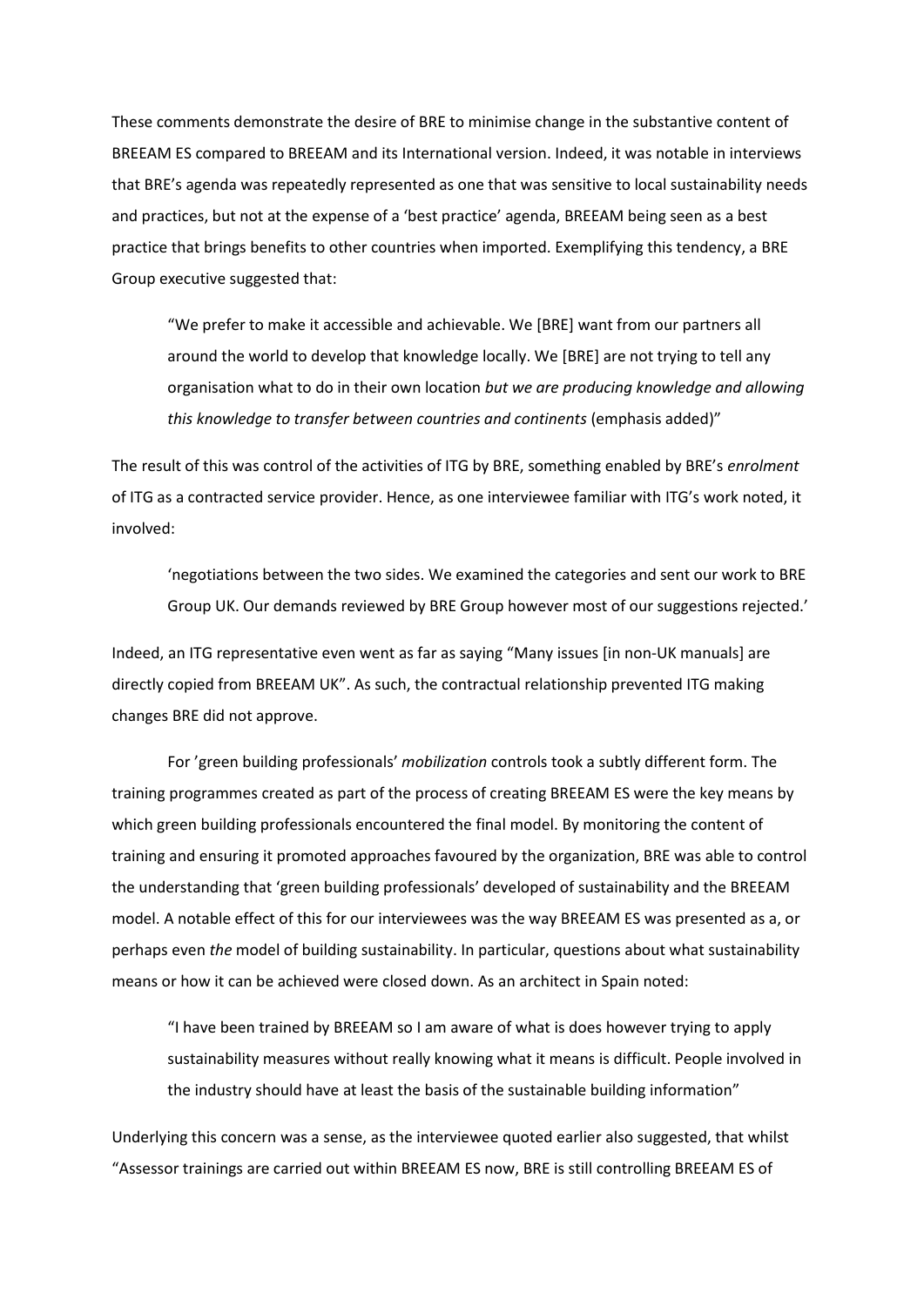These comments demonstrate the desire of BRE to minimise change in the substantive content of BREEAM ES compared to BREEAM and its International version. Indeed, it was notable in interviews that BRE's agenda was repeatedly represented as one that was sensitive to local sustainability needs and practices, but not at the expense of a 'best practice' agenda, BREEAM being seen as a best practice that brings benefits to other countries when imported. Exemplifying this tendency, a BRE Group executive suggested that:

> "We prefer to make it accessible and achievable. We [BRE] want from our partners all around the world to develop that knowledge locally. We [BRE] are not trying to tell any organisation what to do in their own location *but we are producing knowledge and allowing this knowledge to transfer between countries and continents* (emphasis added)"

The result of this was control of the activities of ITG by BRE, something enabled by BRE's *enrolment* of ITG as a contracted service provider. Hence, as one interviewee familiar with ITG's work noted, it involved:

> 'negotiations between the two sides. We examined the categories and sent our work to BRE Group UK. Our demands reviewed by BRE Group however most of our suggestions rejected.'

Indeed, an ITG representative even went as far as saying "Many issues [in non-UK manuals] are directly copied from BREEAM UK". As such, the contractual relationship prevented ITG making changes BRE did not approve.

For 'green building professionals' *mobilization* controls took a subtly different form. The training programmes created as part of the process of creating BREEAM ES were the key means by which green building professionals encountered the final model. By monitoring the content of training and ensuring it promoted approaches favoured by the organization, BRE was able to control the understanding that 'green building professionals' developed of sustainability and the BREEAM model. A notable effect of this for our interviewees was the way BREEAM ES was presented as a, or perhaps even *the* model of building sustainability. In particular, questions about what sustainability means or how it can be achieved were closed down. As an architect in Spain noted:

> "I have been trained by BREEAM so I am aware of what is does however trying to apply sustainability measures without really knowing what it means is difficult. People involved in the industry should have at least the basis of the sustainable building information"

Underlying this concern was a sense, as the interviewee quoted earlier also suggested, that whilst "Assessor trainings are carried out within BREEAM ES now, BRE is still controlling BREEAM ES of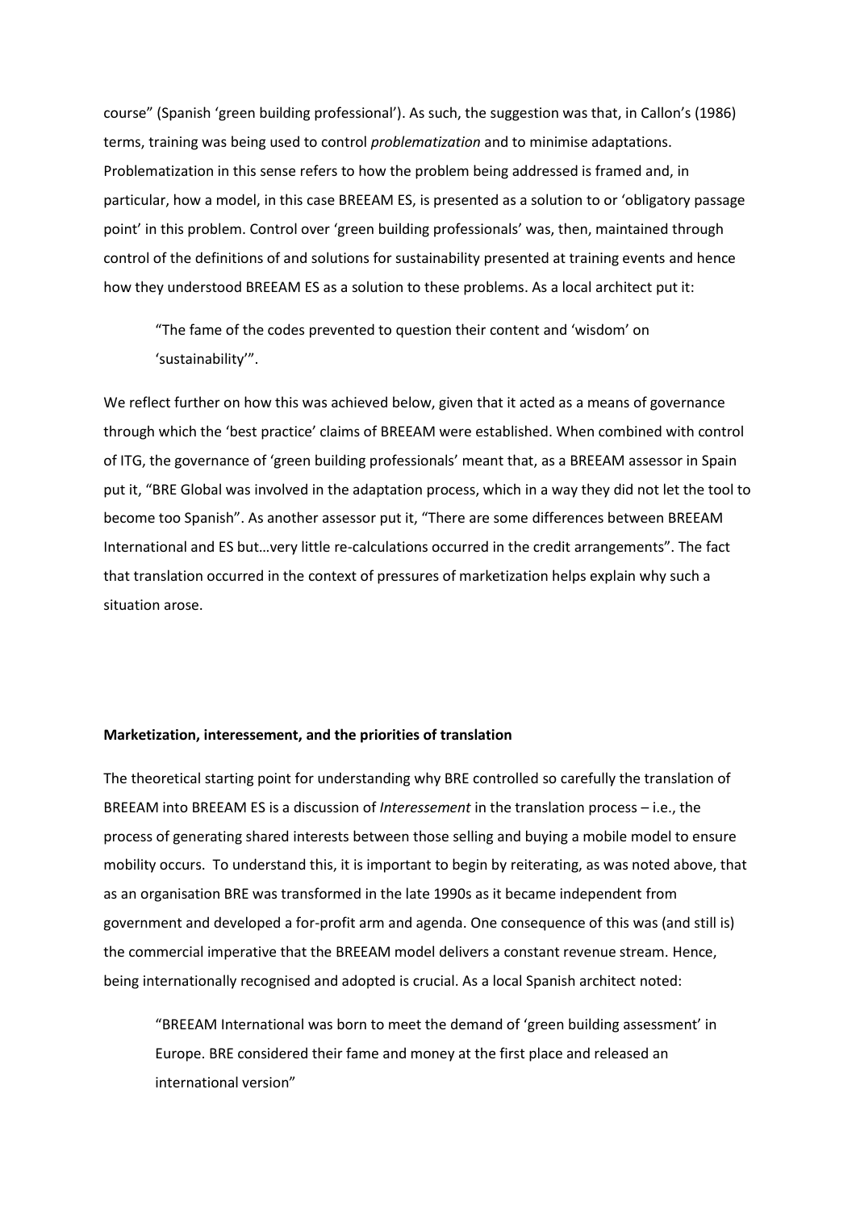course" (Spanish 'green building professional'). As such, the suggestion was that, in Callon's (1986) terms, training was being used to control *problematization* and to minimise adaptations. Problematization in this sense refers to how the problem being addressed is framed and, in particular, how a model, in this case BREEAM ES, is presented as a solution to or 'obligatory passage point' in this problem. Control over 'green building professionals' was, then, maintained through control of the definitions of and solutions for sustainability presented at training events and hence how they understood BREEAM ES as a solution to these problems. As a local architect put it:

> "The fame of the codes prevented to question their content and 'wisdom' on 'sustainability'".

We reflect further on how this was achieved below, given that it acted as a means of governance through which the 'best practice' claims of BREEAM were established. When combined with control of ITG, the governance of 'green building professionals' meant that, as a BREEAM assessor in Spain put it, "BRE Global was involved in the adaptation process, which in a way they did not let the tool to become too Spanish". As another assessor put it, "There are some differences between BREEAM International and ES but…very little re-calculations occurred in the credit arrangements". The fact that translation occurred in the context of pressures of marketization helps explain why such a situation arose.

**Marketization, interessement, and the priorities of translation**

The theoretical starting point for understanding why BRE controlled so carefully the translation of BREEAM into BREEAM ES is a discussion of *Interessement* in the translation process – i.e., the process of generating shared interests between those selling and buying a mobile model to ensure mobility occurs. To understand this, it is important to begin by reiterating, as was noted above, that as an organisation BRE was transformed in the late 1990s as it became independent from government and developed a for-profit arm and agenda. One consequence of this was (and still is) the commercial imperative that the BREEAM model delivers a constant revenue stream. Hence, being internationally recognised and adopted is crucial. As a local Spanish architect noted:

> "BREEAM International was born to meet the demand of 'green building assessment' in Europe. BRE considered their fame and money at the first place and released an international version"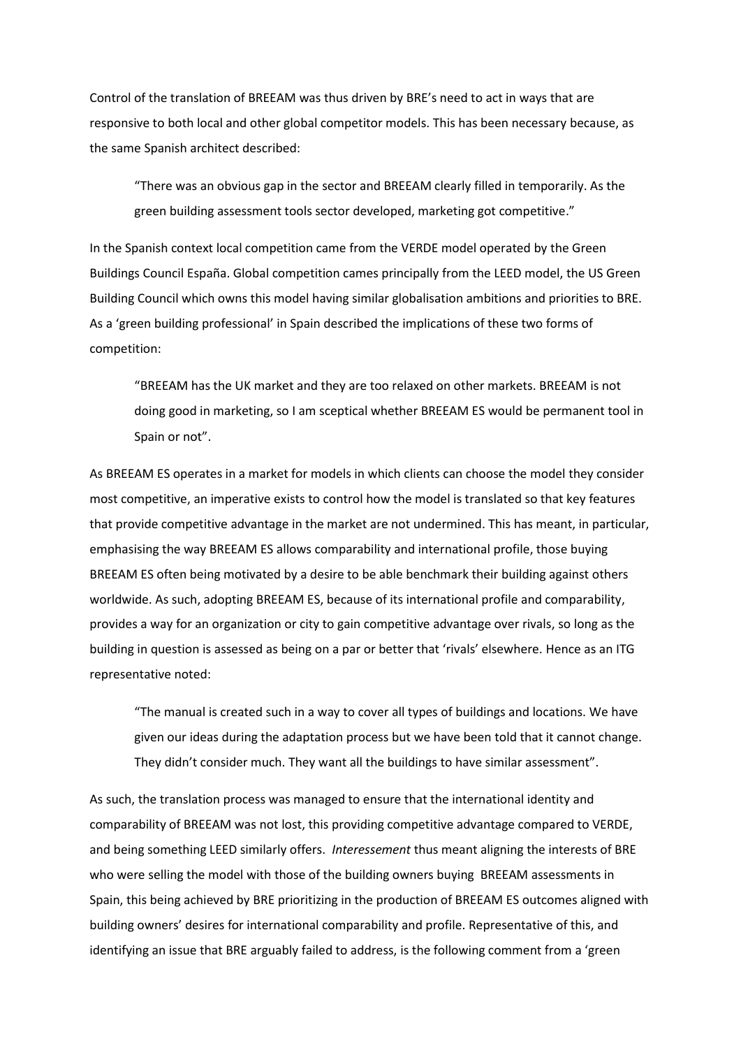Control of the translation of BREEAM was thus driven by BRE's need to act in ways that are responsive to both local and other global competitor models. This has been necessary because, as the same Spanish architect described:

> "There was an obvious gap in the sector and BREEAM clearly filled in temporarily. As the green building assessment tools sector developed, marketing got competitive."

In the Spanish context local competition came from the VERDE model operated by the Green Buildings Council España. Global competition cames principally from the LEED model, the US Green Building Council which owns this model having similar globalisation ambitions and priorities to BRE. As a 'green building professional' in Spain described the implications of these two forms of competition:

> "BREEAM has the UK market and they are too relaxed on other markets. BREEAM is not doing good in marketing, so I am sceptical whether BREEAM ES would be permanent tool in Spain or not".

As BREEAM ES operates in a market for models in which clients can choose the model they consider most competitive, an imperative exists to control how the model is translated so that key features that provide competitive advantage in the market are not undermined. This has meant, in particular, emphasising the way BREEAM ES allows comparability and international profile, those buying BREEAM ES often being motivated by a desire to be able benchmark their building against others worldwide. As such, adopting BREEAM ES, because of its international profile and comparability, provides a way for an organization or city to gain competitive advantage over rivals, so long as the building in question is assessed as being on a par or better that 'rivals' elsewhere. Hence as an ITG representative noted:

> "The manual is created such in a way to cover all types of buildings and locations. We have given our ideas during the adaptation process but we have been told that it cannot change. They didn't consider much. They want all the buildings to have similar assessment".

As such, the translation process was managed to ensure that the international identity and comparability of BREEAM was not lost, this providing competitive advantage compared to VERDE, and being something LEED similarly offers. *Interessement* thus meant aligning the interests of BRE who were selling the model with those of the building owners buying BREEAM assessments in Spain, this being achieved by BRE prioritizing in the production of BREEAM ES outcomes aligned with building owners' desires for international comparability and profile. Representative of this, and identifying an issue that BRE arguably failed to address, is the following comment from a 'green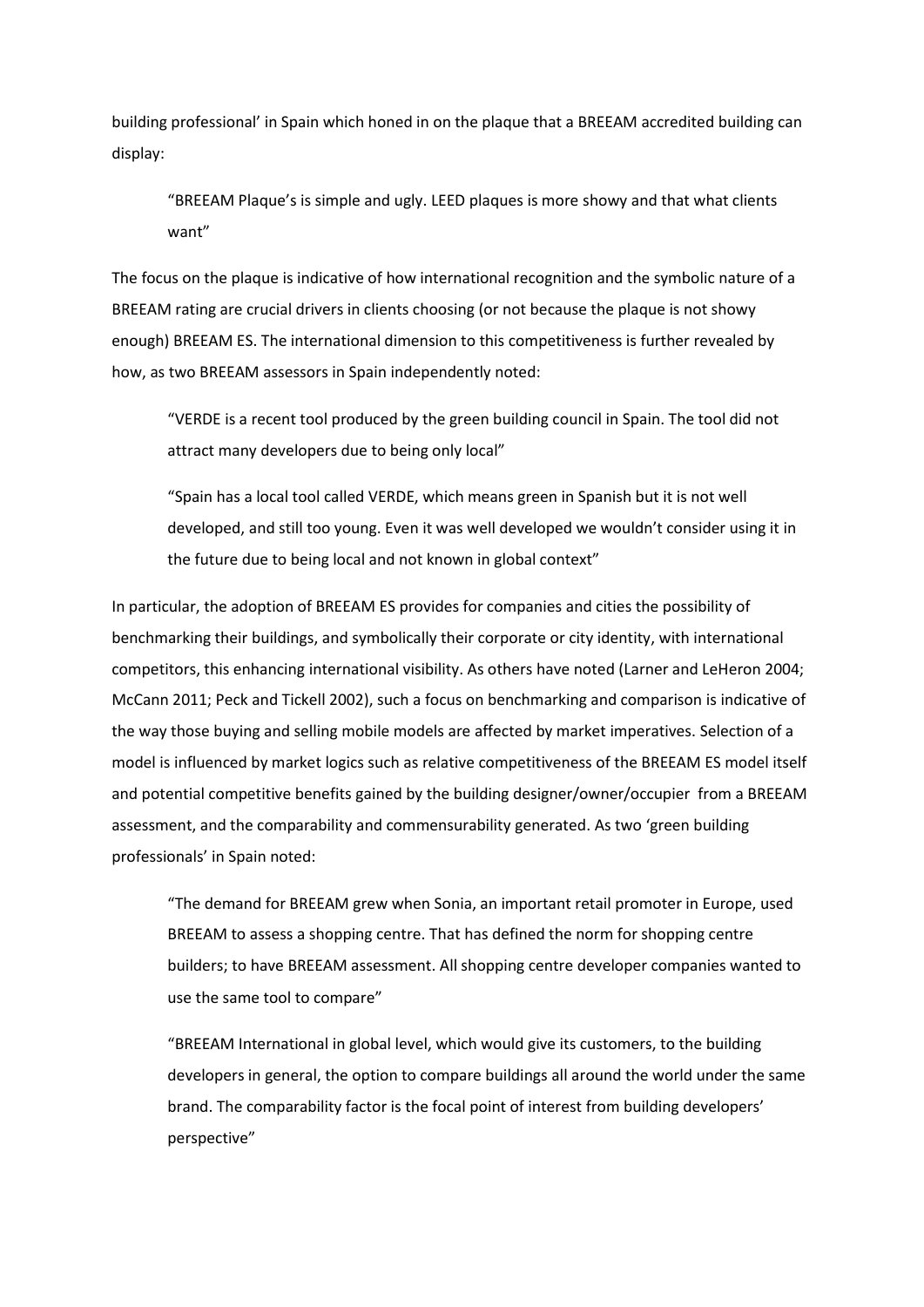building professional' in Spain which honed in on the plaque that a BREEAM accredited building can display:

> "BREEAM Plaque's is simple and ugly. LEED plaques is more showy and that what clients want"

The focus on the plaque is indicative of how international recognition and the symbolic nature of a BREEAM rating are crucial drivers in clients choosing (or not because the plaque is not showy enough) BREEAM ES. The international dimension to this competitiveness is further revealed by how, as two BREEAM assessors in Spain independently noted:

> "VERDE is a recent tool produced by the green building council in Spain. The tool did not attract many developers due to being only local"

> "Spain has a local tool called VERDE, which means green in Spanish but it is not well developed, and still too young. Even it was well developed we wouldn't consider using it in the future due to being local and not known in global context"

In particular, the adoption of BREEAM ES provides for companies and cities the possibility of benchmarking their buildings, and symbolically their corporate or city identity, with international competitors, this enhancing international visibility. As others have noted (Larner and LeHeron 2004; McCann 2011; Peck and Tickell 2002), such a focus on benchmarking and comparison is indicative of the way those buying and selling mobile models are affected by market imperatives. Selection of a model is influenced by market logics such as relative competitiveness of the BREEAM ES model itself and potential competitive benefits gained by the building designer/owner/occupier from a BREEAM assessment, and the comparability and commensurability generated. As two 'green building professionals' in Spain noted:

> "The demand for BREEAM grew when Sonia, an important retail promoter in Europe, used BREEAM to assess a shopping centre. That has defined the norm for shopping centre builders; to have BREEAM assessment. All shopping centre developer companies wanted to use the same tool to compare"

> "BREEAM International in global level, which would give its customers, to the building developers in general, the option to compare buildings all around the world under the same brand. The comparability factor is the focal point of interest from building developers' perspective"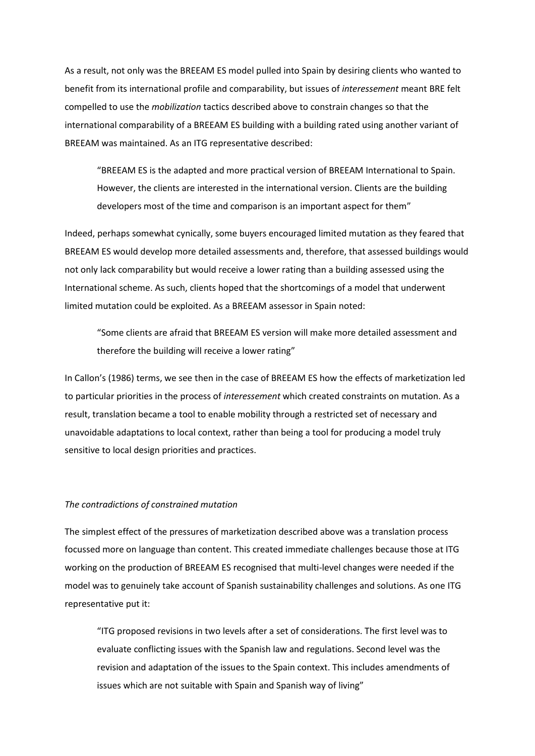As a result, not only was the BREEAM ES model pulled into Spain by desiring clients who wanted to benefit from its international profile and comparability, but issues of *interessement* meant BRE felt compelled to use the *mobilization* tactics described above to constrain changes so that the international comparability of a BREEAM ES building with a building rated using another variant of BREEAM was maintained. As an ITG representative described:

> "BREEAM ES is the adapted and more practical version of BREEAM International to Spain. However, the clients are interested in the international version. Clients are the building developers most of the time and comparison is an important aspect for them"

Indeed, perhaps somewhat cynically, some buyers encouraged limited mutation as they feared that BREEAM ES would develop more detailed assessments and, therefore, that assessed buildings would not only lack comparability but would receive a lower rating than a building assessed using the International scheme. As such, clients hoped that the shortcomings of a model that underwent limited mutation could be exploited. As a BREEAM assessor in Spain noted:

> "Some clients are afraid that BREEAM ES version will make more detailed assessment and therefore the building will receive a lower rating"

In Callon's (1986) terms, we see then in the case of BREEAM ES how the effects of marketization led to particular priorities in the process of *interessement* which created constraints on mutation. As a result, translation became a tool to enable mobility through a restricted set of necessary and unavoidable adaptations to local context, rather than being a tool for producing a model truly sensitive to local design priorities and practices.

*The contradictions of constrained mutation*

The simplest effect of the pressures of marketization described above was a translation process focussed more on language than content. This created immediate challenges because those at ITG working on the production of BREEAM ES recognised that multi-level changes were needed if the model was to genuinely take account of Spanish sustainability challenges and solutions. As one ITG representative put it:

> "ITG proposed revisions in two levels after a set of considerations. The first level was to evaluate conflicting issues with the Spanish law and regulations. Second level was the revision and adaptation of the issues to the Spain context. This includes amendments of issues which are not suitable with Spain and Spanish way of living"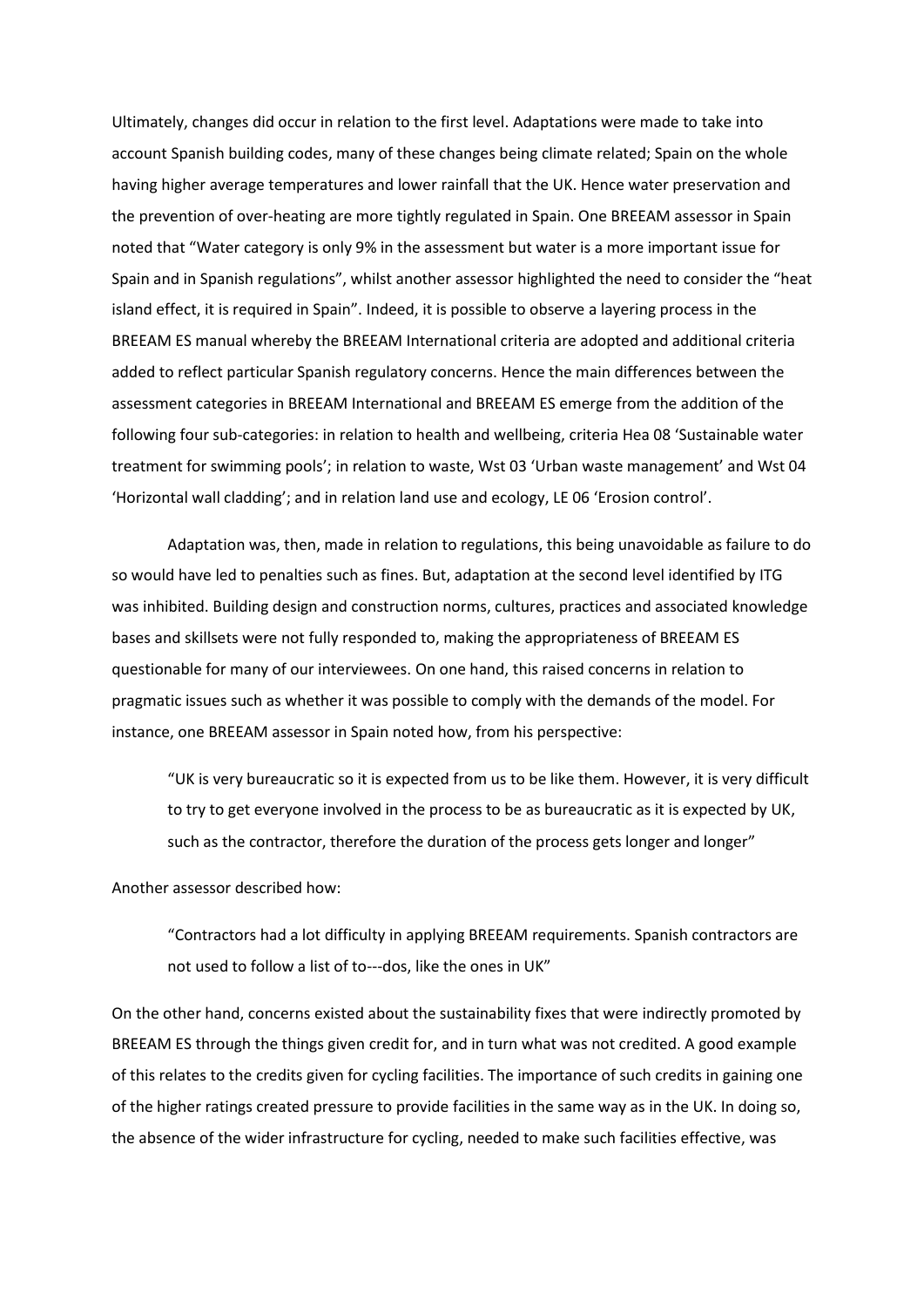Ultimately, changes did occur in relation to the first level. Adaptations were made to take into account Spanish building codes, many of these changes being climate related; Spain on the whole having higher average temperatures and lower rainfall that the UK. Hence water preservation and the prevention of over-heating are more tightly regulated in Spain. One BREEAM assessor in Spain noted that "Water category is only 9% in the assessment but water is a more important issue for Spain and in Spanish regulations", whilst another assessor highlighted the need to consider the "heat island effect, it is required in Spain". Indeed, it is possible to observe a layering process in the BREEAM ES manual whereby the BREEAM International criteria are adopted and additional criteria added to reflect particular Spanish regulatory concerns. Hence the main differences between the assessment categories in BREEAM International and BREEAM ES emerge from the addition of the following four sub-categories: in relation to health and wellbeing, criteria Hea 08 'Sustainable water treatment for swimming pools'; in relation to waste, Wst 03 'Urban waste management' and Wst 04 'Horizontal wall cladding'; and in relation land use and ecology, LE 06 'Erosion control'.

Adaptation was, then, made in relation to regulations, this being unavoidable as failure to do so would have led to penalties such as fines. But, adaptation at the second level identified by ITG was inhibited. Building design and construction norms, cultures, practices and associated knowledge bases and skillsets were not fully responded to, making the appropriateness of BREEAM ES questionable for many of our interviewees. On one hand, this raised concerns in relation to pragmatic issues such as whether it was possible to comply with the demands of the model. For instance, one BREEAM assessor in Spain noted how, from his perspective:

> "UK is very bureaucratic so it is expected from us to be like them. However, it is very difficult to try to get everyone involved in the process to be as bureaucratic as it is expected by UK, such as the contractor, therefore the duration of the process gets longer and longer"

Another assessor described how:

> "Contractors had a lot difficulty in applying BREEAM requirements. Spanish contractors are not used to follow a list of to---dos, like the ones in UK"

On the other hand, concerns existed about the sustainability fixes that were indirectly promoted by BREEAM ES through the things given credit for, and in turn what was not credited. A good example of this relates to the credits given for cycling facilities. The importance of such credits in gaining one of the higher ratings created pressure to provide facilities in the same way as in the UK. In doing so, the absence of the wider infrastructure for cycling, needed to make such facilities effective, was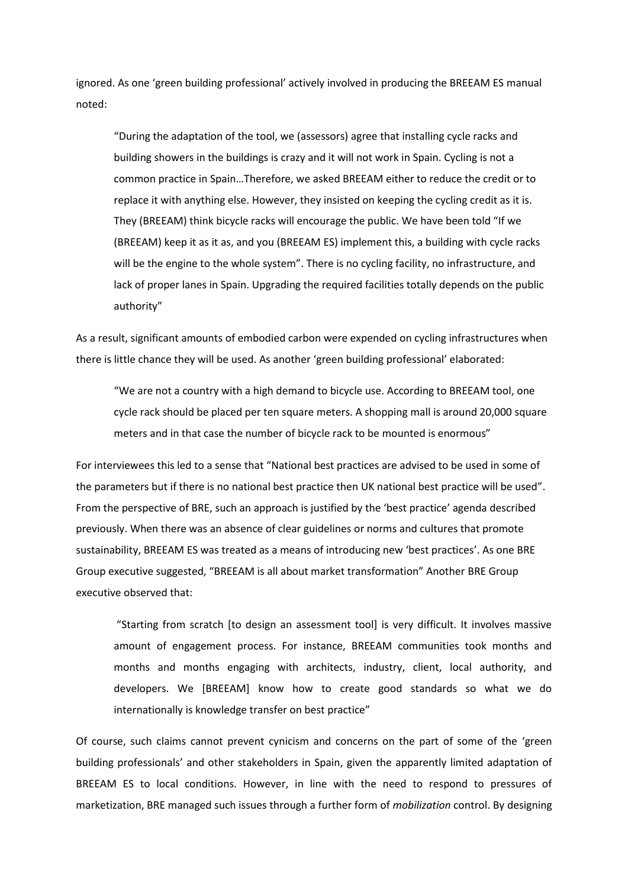ignored. As one 'green building professional' actively involved in producing the BREEAM ES manual noted:

> "During the adaptation of the tool, we (assessors) agree that installing cycle racks and building showers in the buildings is crazy and it will not work in Spain. Cycling is not a common practice in Spain…Therefore, we asked BREEAM either to reduce the credit or to replace it with anything else. However, they insisted on keeping the cycling credit as it is. They (BREEAM) think bicycle racks will encourage the public. We have been told "If we (BREEAM) keep it as it as, and you (BREEAM ES) implement this, a building with cycle racks will be the engine to the whole system". There is no cycling facility, no infrastructure, and lack of proper lanes in Spain. Upgrading the required facilities totally depends on the public authority"

As a result, significant amounts of embodied carbon were expended on cycling infrastructures when there is little chance they will be used. As another 'green building professional' elaborated:

> "We are not a country with a high demand to bicycle use. According to BREEAM tool, one cycle rack should be placed per ten square meters. A shopping mall is around 20,000 square meters and in that case the number of bicycle rack to be mounted is enormous"

For interviewees this led to a sense that "National best practices are advised to be used in some of the parameters but if there is no national best practice then UK national best practice will be used". From the perspective of BRE, such an approach is justified by the 'best practice' agenda described previously. When there was an absence of clear guidelines or norms and cultures that promote sustainability, BREEAM ES was treated as a means of introducing new 'best practices'. As one BRE Group executive suggested, "BREEAM is all about market transformation" Another BRE Group executive observed that:

> "Starting from scratch [to design an assessment tool] is very difficult. It involves massive amount of engagement process. For instance, BREEAM communities took months and months and months engaging with architects, industry, client, local authority, and developers. We [BREEAM] know how to create good standards so what we do internationally is knowledge transfer on best practice"

Of course, such claims cannot prevent cynicism and concerns on the part of some of the 'green building professionals' and other stakeholders in Spain, given the apparently limited adaptation of BREEAM ES to local conditions. However, in line with the need to respond to pressures of marketization, BRE managed such issues through a further form of *mobilization* control. By designing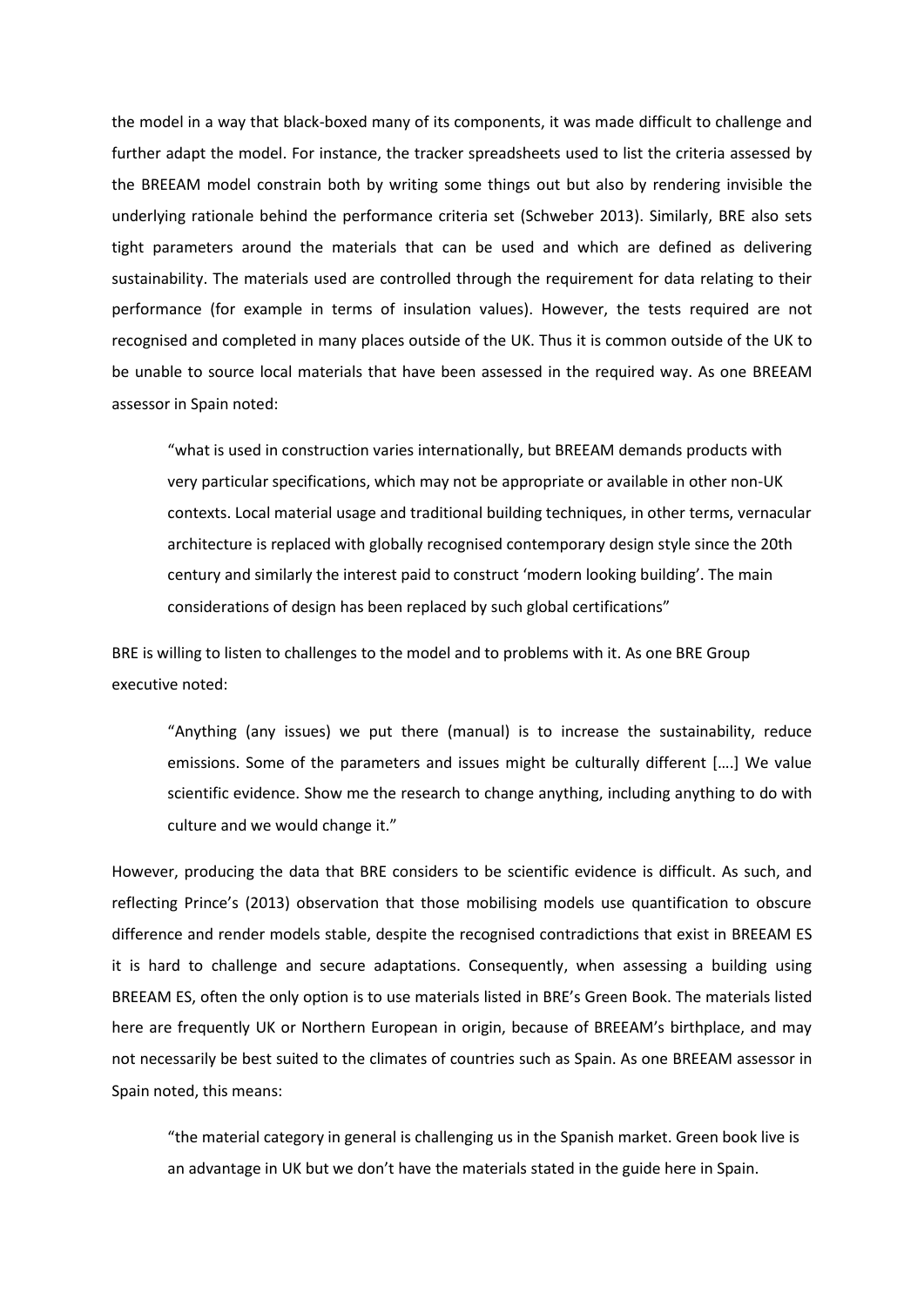the model in a way that black-boxed many of its components, it was made difficult to challenge and further adapt the model. For instance, the tracker spreadsheets used to list the criteria assessed by the BREEAM model constrain both by writing some things out but also by rendering invisible the underlying rationale behind the performance criteria set (Schweber 2013). Similarly, BRE also sets tight parameters around the materials that can be used and which are defined as delivering sustainability. The materials used are controlled through the requirement for data relating to their performance (for example in terms of insulation values). However, the tests required are not recognised and completed in many places outside of the UK. Thus it is common outside of the UK to be unable to source local materials that have been assessed in the required way. As one BREEAM assessor in Spain noted:

> "what is used in construction varies internationally, but BREEAM demands products with very particular specifications, which may not be appropriate or available in other non-UK contexts. Local material usage and traditional building techniques, in other terms, vernacular architecture is replaced with globally recognised contemporary design style since the 20th century and similarly the interest paid to construct 'modern looking building'. The main considerations of design has been replaced by such global certifications"

BRE is willing to listen to challenges to the model and to problems with it. As one BRE Group executive noted:

> "Anything (any issues) we put there (manual) is to increase the sustainability, reduce emissions. Some of the parameters and issues might be culturally different [….] We value scientific evidence. Show me the research to change anything, including anything to do with culture and we would change it."

However, producing the data that BRE considers to be scientific evidence is difficult. As such, and reflecting Prince's (2013) observation that those mobilising models use quantification to obscure difference and render models stable, despite the recognised contradictions that exist in BREEAM ES it is hard to challenge and secure adaptations. Consequently, when assessing a building using BREEAM ES, often the only option is to use materials listed in BRE's Green Book. The materials listed here are frequently UK or Northern European in origin, because of BREEAM's birthplace, and may not necessarily be best suited to the climates of countries such as Spain. As one BREEAM assessor in Spain noted, this means:

> "the material category in general is challenging us in the Spanish market. Green book live is an advantage in UK but we don't have the materials stated in the guide here in Spain.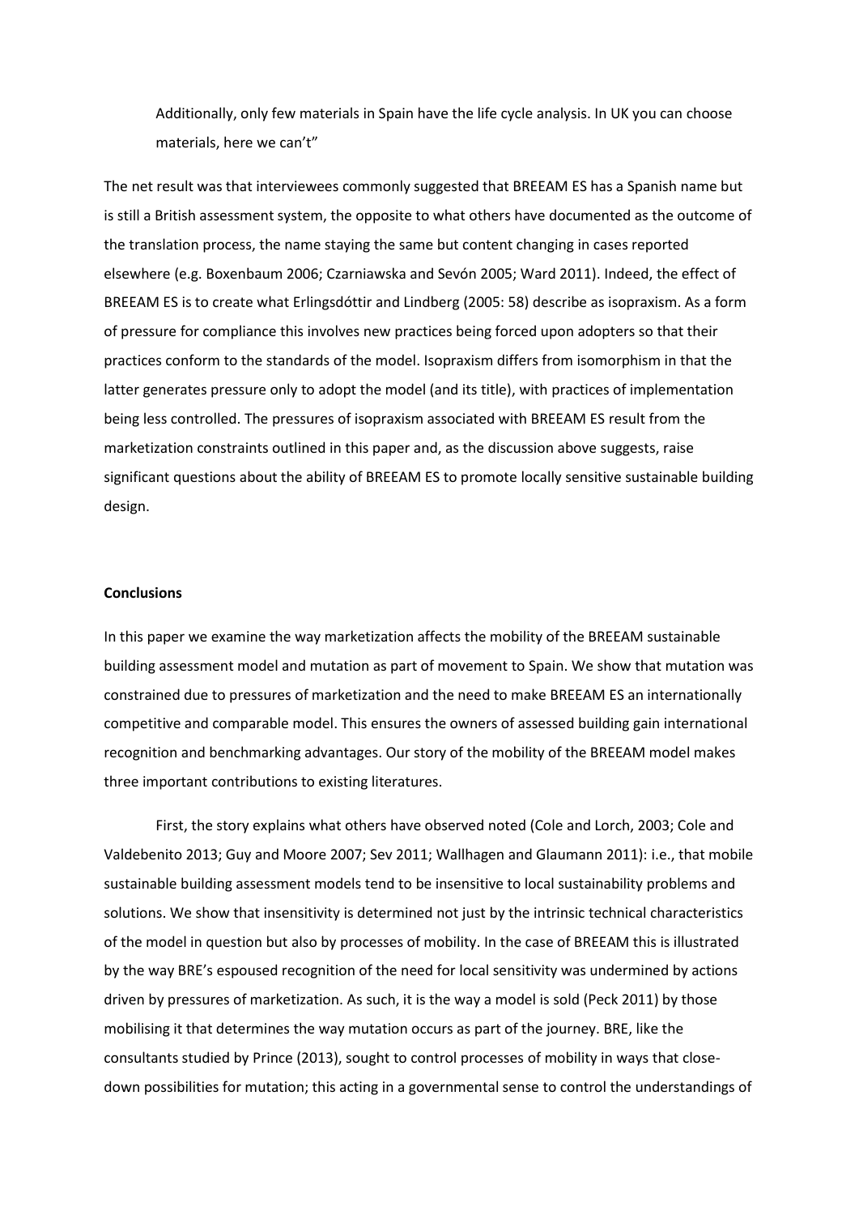Additionally, only few materials in Spain have the life cycle analysis. In UK you can choose materials, here we can't"

The net result was that interviewees commonly suggested that BREEAM ES has a Spanish name but is still a British assessment system, the opposite to what others have documented as the outcome of the translation process, the name staying the same but content changing in cases reported elsewhere (e.g. Boxenbaum 2006; Czarniawska and Sevón 2005; Ward 2011). Indeed, the effect of BREEAM ES is to create what Erlingsdóttir and Lindberg (2005: 58) describe as isopraxism. As a form of pressure for compliance this involves new practices being forced upon adopters so that their practices conform to the standards of the model. Isopraxism differs from isomorphism in that the latter generates pressure only to adopt the model (and its title), with practices of implementation being less controlled. The pressures of isopraxism associated with BREEAM ES result from the marketization constraints outlined in this paper and, as the discussion above suggests, raise significant questions about the ability of BREEAM ES to promote locally sensitive sustainable building design.

**Conclusions**

In this paper we examine the way marketization affects the mobility of the BREEAM sustainable building assessment model and mutation as part of movement to Spain. We show that mutation was constrained due to pressures of marketization and the need to make BREEAM ES an internationally competitive and comparable model. This ensures the owners of assessed building gain international recognition and benchmarking advantages. Our story of the mobility of the BREEAM model makes three important contributions to existing literatures.

First, the story explains what others have observed noted (Cole and Lorch, 2003; Cole and Valdebenito 2013; Guy and Moore 2007; Sev 2011; Wallhagen and Glaumann 2011): i.e., that mobile sustainable building assessment models tend to be insensitive to local sustainability problems and solutions. We show that insensitivity is determined not just by the intrinsic technical characteristics of the model in question but also by processes of mobility. In the case of BREEAM this is illustrated by the way BRE's espoused recognition of the need for local sensitivity was undermined by actions driven by pressures of marketization. As such, it is the way a model is sold (Peck 2011) by those mobilising it that determines the way mutation occurs as part of the journey. BRE, like the consultants studied by Prince (2013), sought to control processes of mobility in ways that close-down possibilities for mutation; this acting in a governmental sense to control the understandings of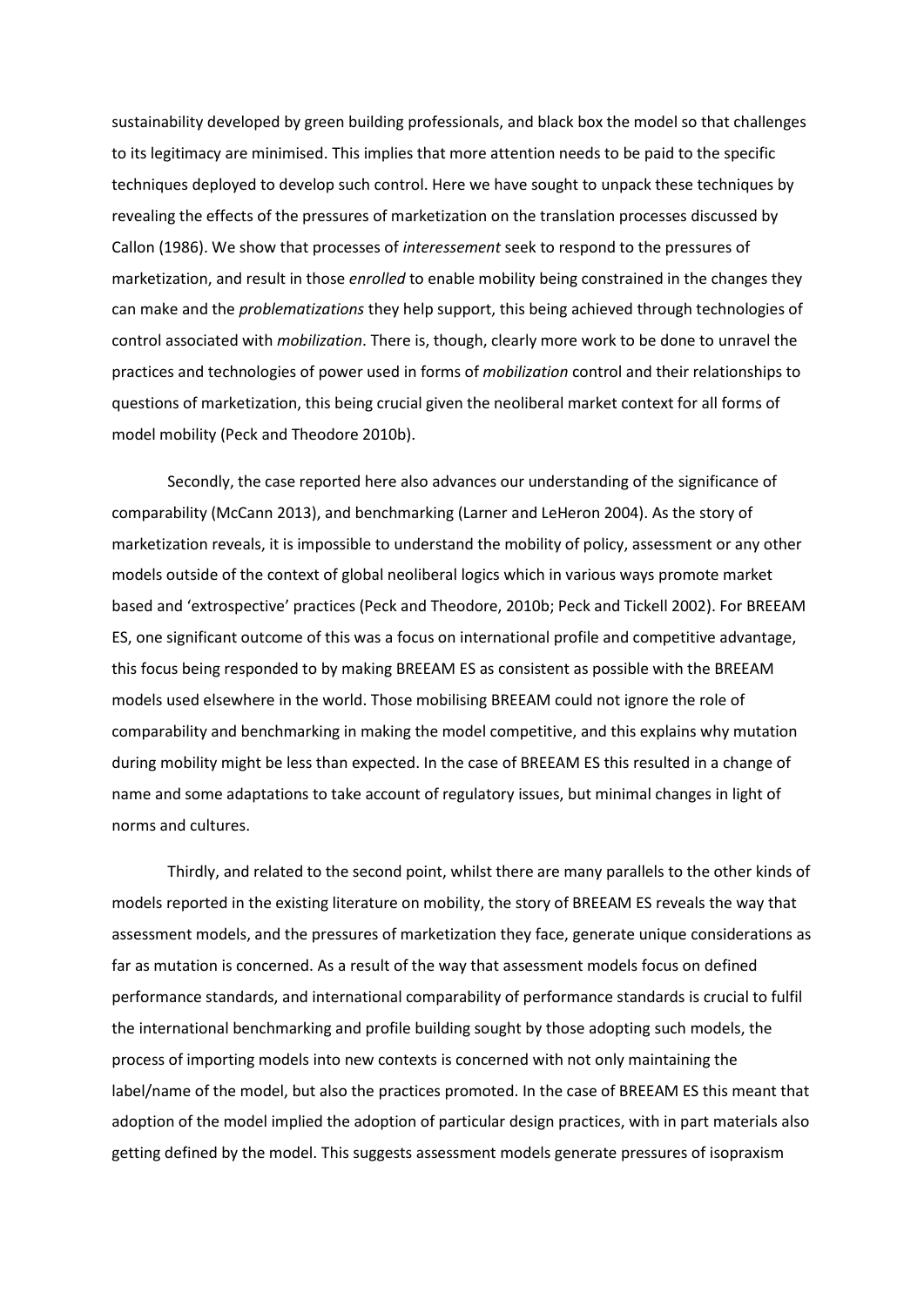sustainability developed by green building professionals, and black box the model so that challenges to its legitimacy are minimised. This implies that more attention needs to be paid to the specific techniques deployed to develop such control. Here we have sought to unpack these techniques by revealing the effects of the pressures of marketization on the translation processes discussed by Callon (1986). We show that processes of *interessement* seek to respond to the pressures of marketization, and result in those *enrolled* to enable mobility being constrained in the changes they can make and the *problematizations* they help support, this being achieved through technologies of control associated with *mobilization*. There is, though, clearly more work to be done to unravel the practices and technologies of power used in forms of *mobilization* control and their relationships to questions of marketization, this being crucial given the neoliberal market context for all forms of model mobility (Peck and Theodore 2010b).

Secondly, the case reported here also advances our understanding of the significance of comparability (McCann 2013), and benchmarking (Larner and LeHeron 2004). As the story of marketization reveals, it is impossible to understand the mobility of policy, assessment or any other models outside of the context of global neoliberal logics which in various ways promote market based and 'extrospective' practices (Peck and Theodore, 2010b; Peck and Tickell 2002). For BREEAM ES, one significant outcome of this was a focus on international profile and competitive advantage, this focus being responded to by making BREEAM ES as consistent as possible with the BREEAM models used elsewhere in the world. Those mobilising BREEAM could not ignore the role of comparability and benchmarking in making the model competitive, and this explains why mutation during mobility might be less than expected. In the case of BREEAM ES this resulted in a change of name and some adaptations to take account of regulatory issues, but minimal changes in light of norms and cultures.

Thirdly, and related to the second point, whilst there are many parallels to the other kinds of models reported in the existing literature on mobility, the story of BREEAM ES reveals the way that assessment models, and the pressures of marketization they face, generate unique considerations as far as mutation is concerned. As a result of the way that assessment models focus on defined performance standards, and international comparability of performance standards is crucial to fulfil the international benchmarking and profile building sought by those adopting such models, the process of importing models into new contexts is concerned with not only maintaining the label/name of the model, but also the practices promoted. In the case of BREEAM ES this meant that adoption of the model implied the adoption of particular design practices, with in part materials also getting defined by the model. This suggests assessment models generate pressures of isopraxism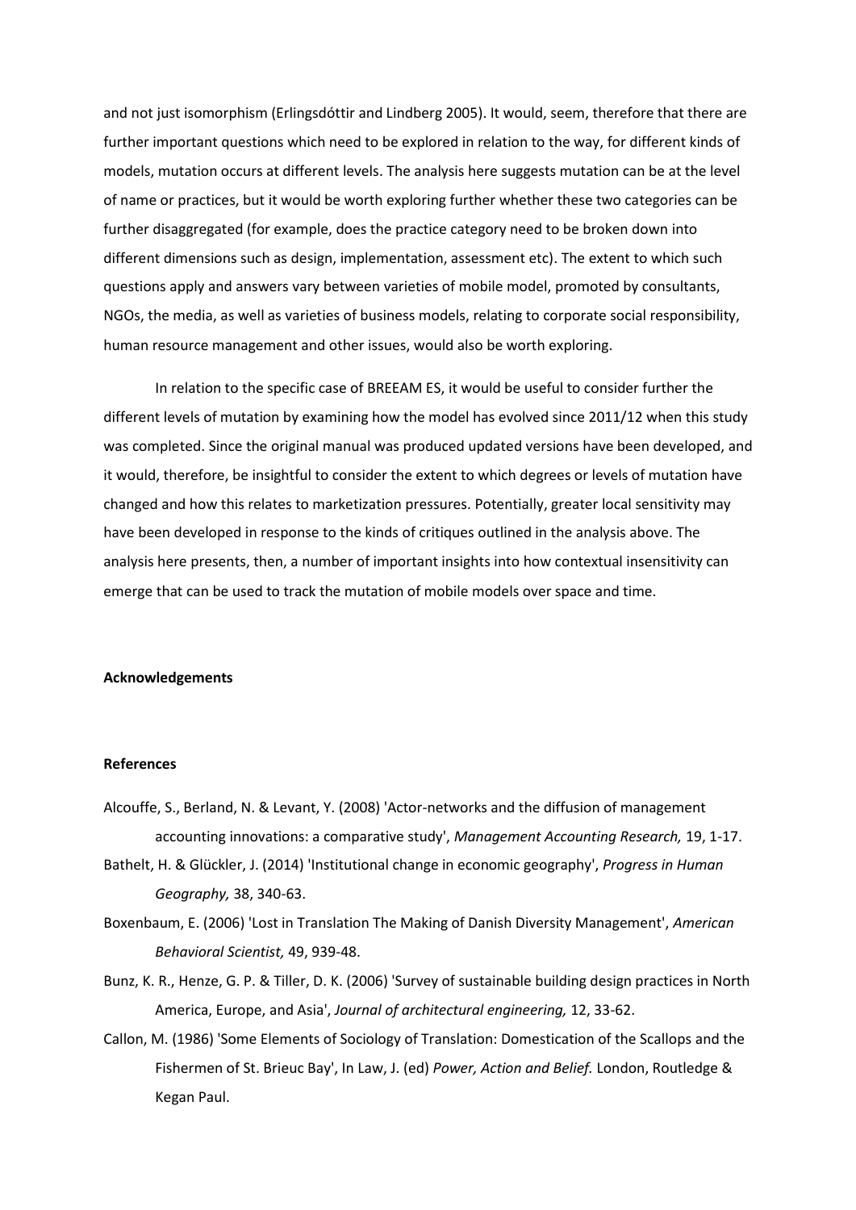and not just isomorphism (Erlingsdóttir and Lindberg 2005). It would, seem, therefore that there are further important questions which need to be explored in relation to the way, for different kinds of models, mutation occurs at different levels. The analysis here suggests mutation can be at the level of name or practices, but it would be worth exploring further whether these two categories can be further disaggregated (for example, does the practice category need to be broken down into different dimensions such as design, implementation, assessment etc). The extent to which such questions apply and answers vary between varieties of mobile model, promoted by consultants, NGOs, the media, as well as varieties of business models, relating to corporate social responsibility, human resource management and other issues, would also be worth exploring.

In relation to the specific case of BREEAM ES, it would be useful to consider further the different levels of mutation by examining how the model has evolved since 2011/12 when this study was completed. Since the original manual was produced updated versions have been developed, and it would, therefore, be insightful to consider the extent to which degrees or levels of mutation have changed and how this relates to marketization pressures. Potentially, greater local sensitivity may have been developed in response to the kinds of critiques outlined in the analysis above. The analysis here presents, then, a number of important insights into how contextual insensitivity can emerge that can be used to track the mutation of mobile models over space and time.

**Acknowledgements**

**References**

Alcouffe, S., Berland, N. & Levant, Y. (2008) 'Actor-networks and the diffusion of management accounting innovations: a comparative study', *Management Accounting Research,* 19, 1-17.

Bathelt, H. & Glückler, J. (2014) 'Institutional change in economic geography', *Progress in Human Geography,* 38, 340-63.

Boxenbaum, E. (2006) 'Lost in Translation The Making of Danish Diversity Management', *American Behavioral Scientist,* 49, 939-48.

Bunz, K. R., Henze, G. P. & Tiller, D. K. (2006) 'Survey of sustainable building design practices in North America, Europe, and Asia', *Journal of architectural engineering,* 12, 33-62.

Callon, M. (1986) 'Some Elements of Sociology of Translation: Domestication of the Scallops and the Fishermen of St. Brieuc Bay', In Law, J. (ed) *Power, Action and Belief.* London, Routledge & Kegan Paul.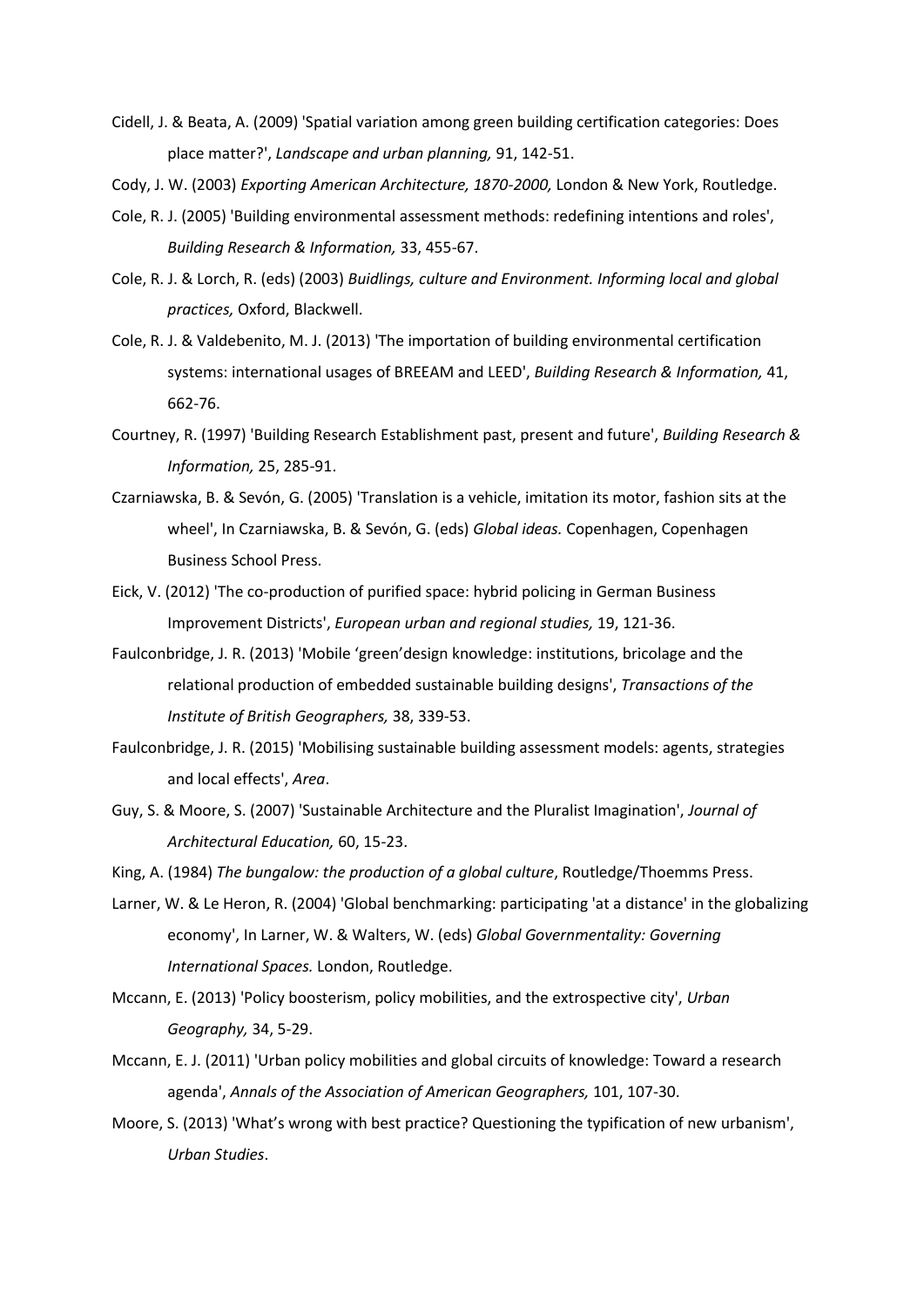Cidell, J. & Beata, A. (2009) 'Spatial variation among green building certification categories: Does place matter?', *Landscape and urban planning,* 91, 142-51.

Cody, J. W. (2003) *Exporting American Architecture, 1870-2000,* London & New York, Routledge.

Cole, R. J. (2005) 'Building environmental assessment methods: redefining intentions and roles', *Building Research & Information,* 33, 455-67.

Cole, R. J. & Lorch, R. (eds) (2003) *Buidlings, culture and Environment. Informing local and global practices,* Oxford, Blackwell.

Cole, R. J. & Valdebenito, M. J. (2013) 'The importation of building environmental certification systems: international usages of BREEAM and LEED', *Building Research & Information,* 41, 662-76.

Courtney, R. (1997) 'Building Research Establishment past, present and future', *Building Research & Information,* 25, 285-91.

Czarniawska, B. & Sevón, G. (2005) 'Translation is a vehicle, imitation its motor, fashion sits at the wheel', In Czarniawska, B. & Sevón, G. (eds) *Global ideas.* Copenhagen, Copenhagen Business School Press.

Eick, V. (2012) 'The co-production of purified space: hybrid policing in German Business Improvement Districts', *European urban and regional studies,* 19, 121-36.

Faulconbridge, J. R. (2013) 'Mobile 'green'design knowledge: institutions, bricolage and the relational production of embedded sustainable building designs', *Transactions of the Institute of British Geographers,* 38, 339-53.

Faulconbridge, J. R. (2015) 'Mobilising sustainable building assessment models: agents, strategies and local effects', *Area*.

Guy, S. & Moore, S. (2007) 'Sustainable Architecture and the Pluralist Imagination', *Journal of Architectural Education,* 60, 15-23.

King, A. (1984) *The bungalow: the production of a global culture*, Routledge/Thoemms Press.

Larner, W. & Le Heron, R. (2004) 'Global benchmarking: participating 'at a distance' in the globalizing economy', In Larner, W. & Walters, W. (eds) *Global Governmentality: Governing International Spaces.* London, Routledge.

Mccann, E. (2013) 'Policy boosterism, policy mobilities, and the extrospective city', *Urban Geography,* 34, 5-29.

Mccann, E. J. (2011) 'Urban policy mobilities and global circuits of knowledge: Toward a research agenda', *Annals of the Association of American Geographers,* 101, 107-30.

Moore, S. (2013) 'What's wrong with best practice? Questioning the typification of new urbanism', *Urban Studies*.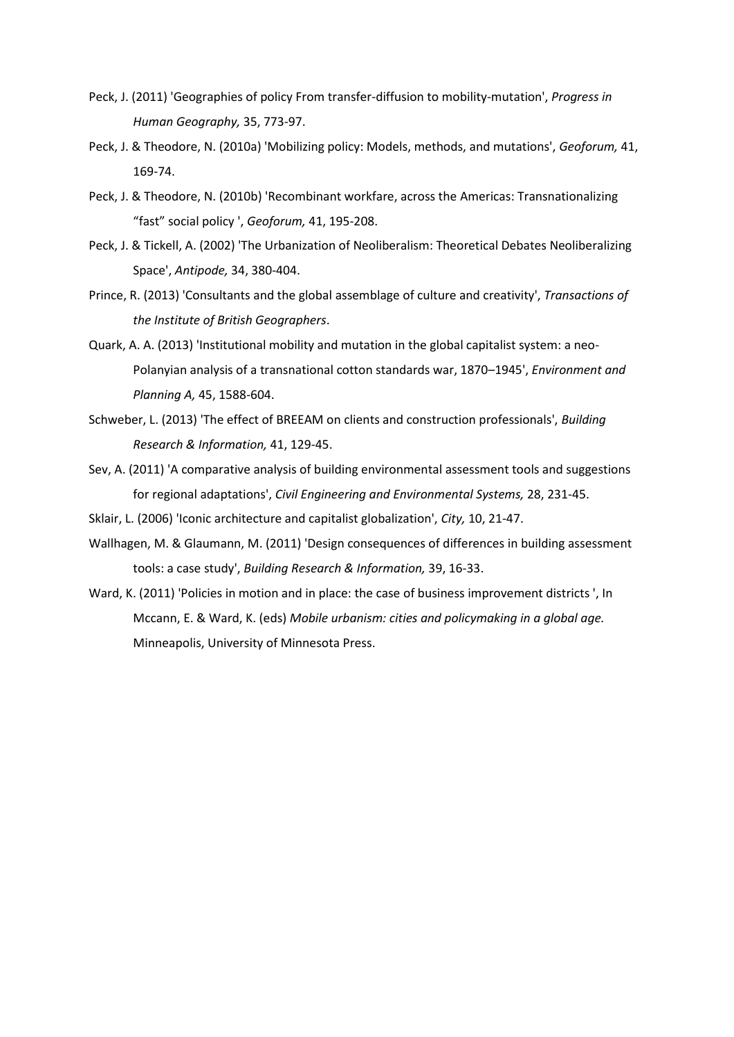Peck, J. (2011) 'Geographies of policy From transfer-diffusion to mobility-mutation', *Progress in Human Geography,* 35, 773-97.

Peck, J. & Theodore, N. (2010a) 'Mobilizing policy: Models, methods, and mutations', *Geoforum,* 41, 169-74.

Peck, J. & Theodore, N. (2010b) 'Recombinant workfare, across the Americas: Transnationalizing "fast" social policy ', *Geoforum,* 41, 195-208.

Peck, J. & Tickell, A. (2002) 'The Urbanization of Neoliberalism: Theoretical Debates Neoliberalizing Space', *Antipode,* 34, 380-404.

Prince, R. (2013) 'Consultants and the global assemblage of culture and creativity', *Transactions of the Institute of British Geographers*.

Quark, A. A. (2013) 'Institutional mobility and mutation in the global capitalist system: a neo-Polanyian analysis of a transnational cotton standards war, 1870–1945', *Environment and Planning A,* 45, 1588-604.

Schweber, L. (2013) 'The effect of BREEAM on clients and construction professionals', *Building Research & Information,* 41, 129-45.

Sev, A. (2011) 'A comparative analysis of building environmental assessment tools and suggestions for regional adaptations', *Civil Engineering and Environmental Systems,* 28, 231-45.

Sklair, L. (2006) 'Iconic architecture and capitalist globalization', *City,* 10, 21-47.

Wallhagen, M. & Glaumann, M. (2011) 'Design consequences of differences in building assessment tools: a case study', *Building Research & Information,* 39, 16-33.

Ward, K. (2011) 'Policies in motion and in place: the case of business improvement districts ', In Mccann, E. & Ward, K. (eds) *Mobile urbanism: cities and policymaking in a global age.* Minneapolis, University of Minnesota Press.